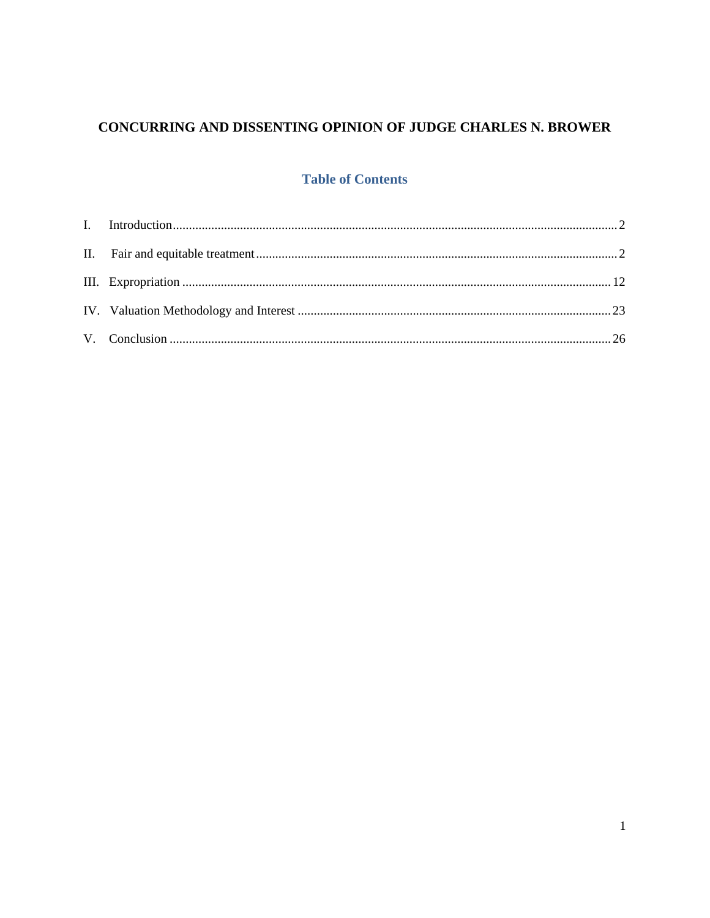# CONCURRING AND DISSENTING OPINION OF JUDGE CHARLES N. BROWER

## Table of Contents

I. Introduction .......... 2

II. Fair and equitable treatment .......... 2

III. Expropriation .......... 12

IV. Valuation Methodology and Interest .......... 23

V. Conclusion .......... 26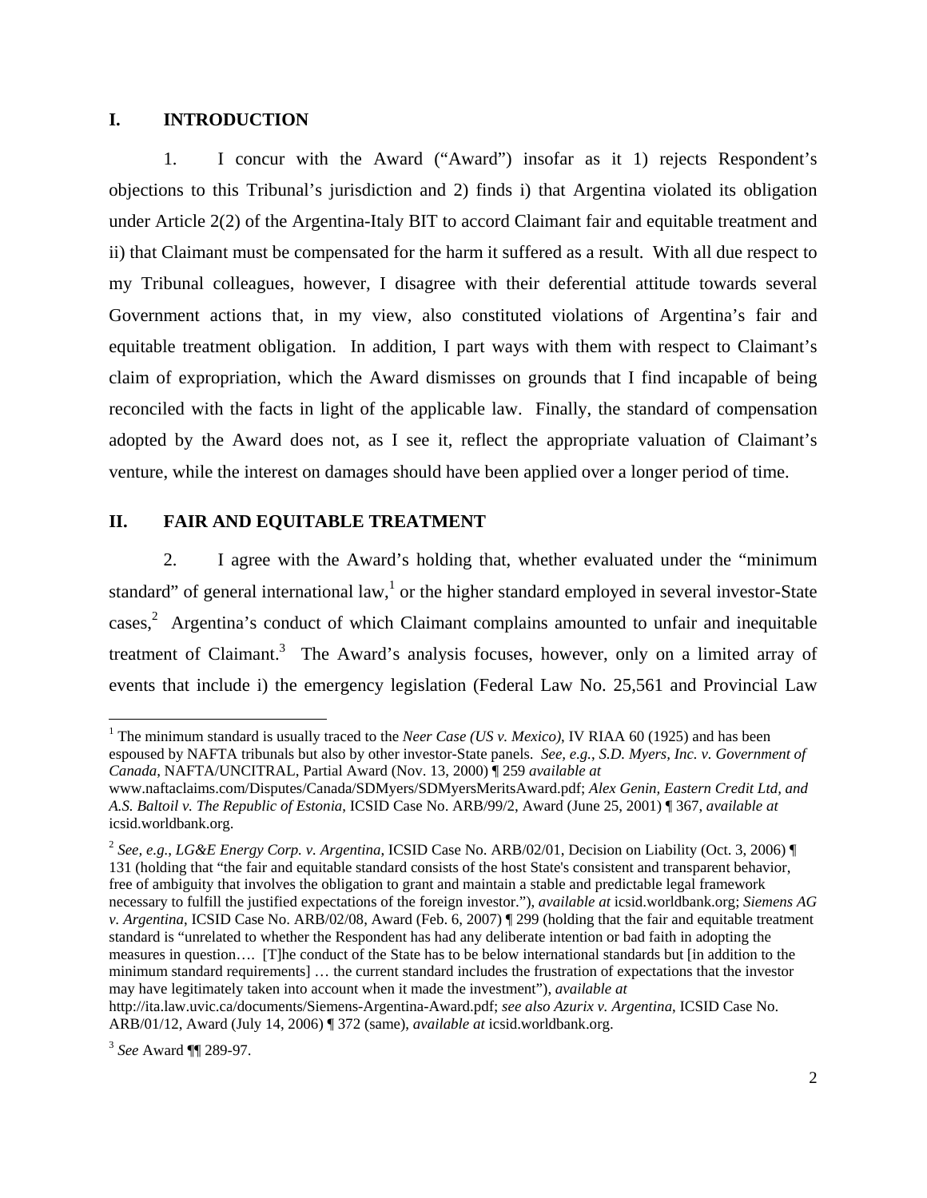## I. INTRODUCTION

1. I concur with the Award ("Award") insofar as it 1) rejects Respondent's objections to this Tribunal's jurisdiction and 2) finds i) that Argentina violated its obligation under Article 2(2) of the Argentina-Italy BIT to accord Claimant fair and equitable treatment and ii) that Claimant must be compensated for the harm it suffered as a result. With all due respect to my Tribunal colleagues, however, I disagree with their deferential attitude towards several Government actions that, in my view, also constituted violations of Argentina's fair and equitable treatment obligation. In addition, I part ways with them with respect to Claimant's claim of expropriation, which the Award dismisses on grounds that I find incapable of being reconciled with the facts in light of the applicable law. Finally, the standard of compensation adopted by the Award does not, as I see it, reflect the appropriate valuation of Claimant's venture, while the interest on damages should have been applied over a longer period of time.

## II. FAIR AND EQUITABLE TREATMENT

2. I agree with the Award's holding that, whether evaluated under the "minimum standard" of general international law,[1] or the higher standard employed in several investor-State cases,[2] Argentina's conduct of which Claimant complains amounted to unfair and inequitable treatment of Claimant.[3] The Award's analysis focuses, however, only on a limited array of events that include i) the emergency legislation (Federal Law No. 25,561 and Provincial Law

---

[1] The minimum standard is usually traced to the *Neer Case (US v. Mexico)*, IV RIAA 60 (1925) and has been espoused by NAFTA tribunals but also by other investor-State panels. *See, e.g., S.D. Myers, Inc. v. Government of Canada*, NAFTA/UNCITRAL, Partial Award (Nov. 13, 2000) ¶ 259 *available at* www.naftaclaims.com/Disputes/Canada/SDMyers/SDMyersMeritsAward.pdf; *Alex Genin, Eastern Credit Ltd, and A.S. Baltoil v. The Republic of Estonia*, ICSID Case No. ARB/99/2, Award (June 25, 2001) ¶ 367, *available at* icsid.worldbank.org.

[2] *See, e.g., LG&E Energy Corp. v. Argentina*, ICSID Case No. ARB/02/01, Decision on Liability (Oct. 3, 2006) ¶ 131 (holding that "the fair and equitable standard consists of the host State's consistent and transparent behavior, free of ambiguity that involves the obligation to grant and maintain a stable and predictable legal framework necessary to fulfill the justified expectations of the foreign investor."), *available at* icsid.worldbank.org; *Siemens AG v. Argentina*, ICSID Case No. ARB/02/08, Award (Feb. 6, 2007) ¶ 299 (holding that the fair and equitable treatment standard is "unrelated to whether the Respondent has had any deliberate intention or bad faith in adopting the measures in question…. [T]he conduct of the State has to be below international standards but [in addition to the minimum standard requirements] … the current standard includes the frustration of expectations that the investor may have legitimately taken into account when it made the investment"), *available at* http://ita.law.uvic.ca/documents/Siemens-Argentina-Award.pdf; *see also Azurix v. Argentina*, ICSID Case No. ARB/01/12, Award (July 14, 2006) ¶ 372 (same), *available at* icsid.worldbank.org.

[3] *See* Award ¶¶ 289-97.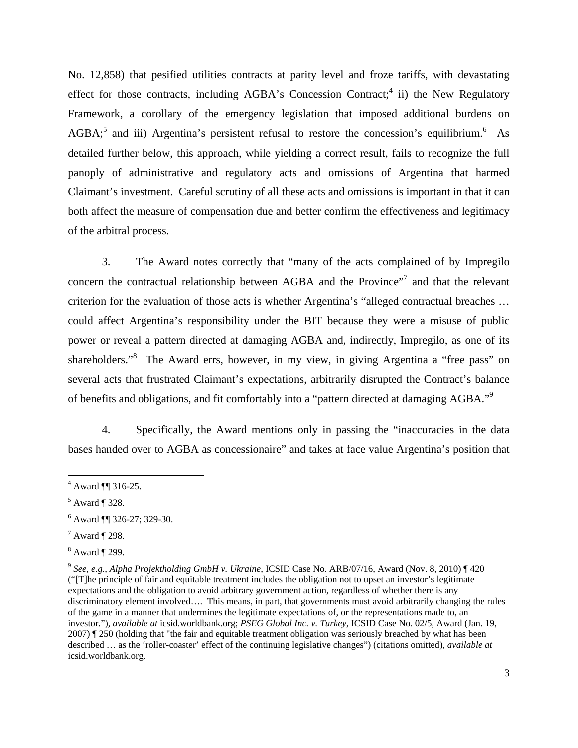No. 12,858) that pesified utilities contracts at parity level and froze tariffs, with devastating effect for those contracts, including AGBA's Concession Contract;[4] ii) the New Regulatory Framework, a corollary of the emergency legislation that imposed additional burdens on AGBA;[5] and iii) Argentina's persistent refusal to restore the concession's equilibrium.[6] As detailed further below, this approach, while yielding a correct result, fails to recognize the full panoply of administrative and regulatory acts and omissions of Argentina that harmed Claimant's investment. Careful scrutiny of all these acts and omissions is important in that it can both affect the measure of compensation due and better confirm the effectiveness and legitimacy of the arbitral process.

3. The Award notes correctly that "many of the acts complained of by Impregilo concern the contractual relationship between AGBA and the Province"[7] and that the relevant criterion for the evaluation of those acts is whether Argentina's "alleged contractual breaches … could affect Argentina's responsibility under the BIT because they were a misuse of public power or reveal a pattern directed at damaging AGBA and, indirectly, Impregilo, as one of its shareholders."[8] The Award errs, however, in my view, in giving Argentina a "free pass" on several acts that frustrated Claimant's expectations, arbitrarily disrupted the Contract's balance of benefits and obligations, and fit comfortably into a "pattern directed at damaging AGBA."[9]

4. Specifically, the Award mentions only in passing the "inaccuracies in the data bases handed over to AGBA as concessionaire" and takes at face value Argentina's position that

---

[4] Award ¶¶ 316-25.

[5] Award ¶ 328.

[6] Award ¶¶ 326-27; 329-30.

[7] Award ¶ 298.

[8] Award ¶ 299.

[9] *See, e.g.*, *Alpha Projektholding GmbH v. Ukraine*, ICSID Case No. ARB/07/16, Award (Nov. 8, 2010) ¶ 420 ("[T]he principle of fair and equitable treatment includes the obligation not to upset an investor's legitimate expectations and the obligation to avoid arbitrary government action, regardless of whether there is any discriminatory element involved…. This means, in part, that governments must avoid arbitrarily changing the rules of the game in a manner that undermines the legitimate expectations of, or the representations made to, an investor."), *available at* icsid.worldbank.org; *PSEG Global Inc. v. Turkey*, ICSID Case No. 02/5, Award (Jan. 19, 2007) ¶ 250 (holding that "the fair and equitable treatment obligation was seriously breached by what has been described … as the 'roller-coaster' effect of the continuing legislative changes") (citations omitted), *available at* icsid.worldbank.org.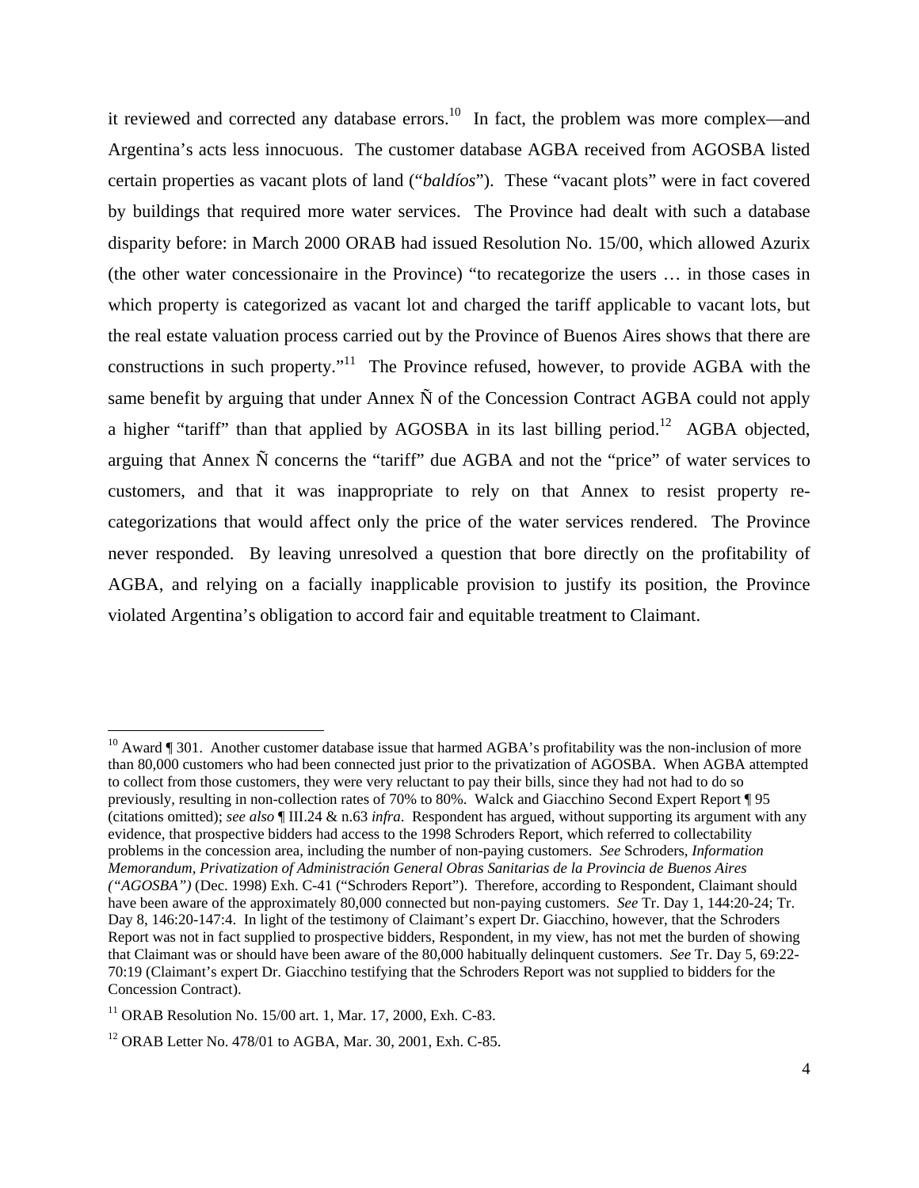it reviewed and corrected any database errors.[10] In fact, the problem was more complex—and Argentina's acts less innocuous. The customer database AGBA received from AGOSBA listed certain properties as vacant plots of land ("*baldíos*"). These "vacant plots" were in fact covered by buildings that required more water services. The Province had dealt with such a database disparity before: in March 2000 ORAB had issued Resolution No. 15/00, which allowed Azurix (the other water concessionaire in the Province) "to recategorize the users … in those cases in which property is categorized as vacant lot and charged the tariff applicable to vacant lots, but the real estate valuation process carried out by the Province of Buenos Aires shows that there are constructions in such property."[11] The Province refused, however, to provide AGBA with the same benefit by arguing that under Annex Ñ of the Concession Contract AGBA could not apply a higher "tariff" than that applied by AGOSBA in its last billing period.[12] AGBA objected, arguing that Annex Ñ concerns the "tariff" due AGBA and not the "price" of water services to customers, and that it was inappropriate to rely on that Annex to resist property re-categorizations that would affect only the price of the water services rendered. The Province never responded. By leaving unresolved a question that bore directly on the profitability of AGBA, and relying on a facially inapplicable provision to justify its position, the Province violated Argentina's obligation to accord fair and equitable treatment to Claimant.

---

[10] Award ¶ 301. Another customer database issue that harmed AGBA's profitability was the non-inclusion of more than 80,000 customers who had been connected just prior to the privatization of AGOSBA. When AGBA attempted to collect from those customers, they were very reluctant to pay their bills, since they had not had to do so previously, resulting in non-collection rates of 70% to 80%. Walck and Giacchino Second Expert Report ¶ 95 (citations omitted); *see also* ¶ III.24 & n.63 *infra*. Respondent has argued, without supporting its argument with any evidence, that prospective bidders had access to the 1998 Schroders Report, which referred to collectability problems in the concession area, including the number of non-paying customers. *See* Schroders, *Information Memorandum, Privatization of Administración General Obras Sanitarias de la Provincia de Buenos Aires ("AGOSBA")* (Dec. 1998) Exh. C-41 ("Schroders Report"). Therefore, according to Respondent, Claimant should have been aware of the approximately 80,000 connected but non-paying customers. *See* Tr. Day 1, 144:20-24; Tr. Day 8, 146:20-147:4. In light of the testimony of Claimant's expert Dr. Giacchino, however, that the Schroders Report was not in fact supplied to prospective bidders, Respondent, in my view, has not met the burden of showing that Claimant was or should have been aware of the 80,000 habitually delinquent customers. *See* Tr. Day 5, 69:22-70:19 (Claimant's expert Dr. Giacchino testifying that the Schroders Report was not supplied to bidders for the Concession Contract).

[11] ORAB Resolution No. 15/00 art. 1, Mar. 17, 2000, Exh. C-83.

[12] ORAB Letter No. 478/01 to AGBA, Mar. 30, 2001, Exh. C-85.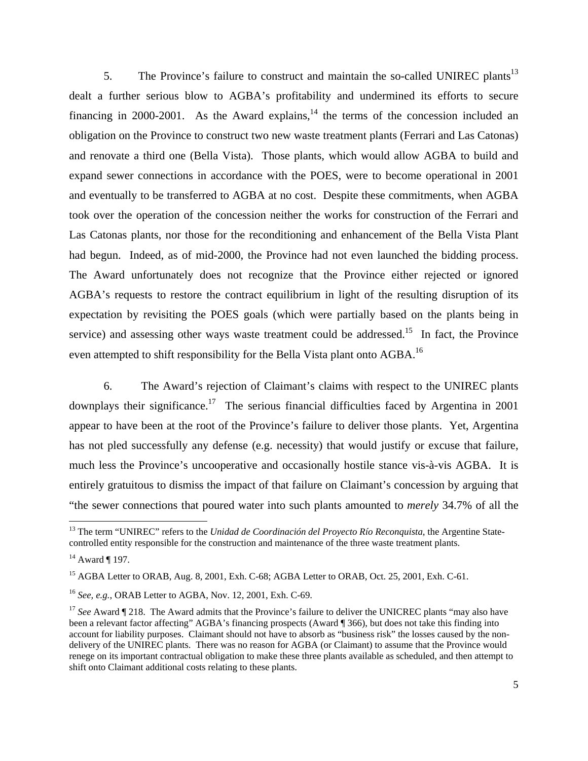5. The Province's failure to construct and maintain the so-called UNIREC plants[13] dealt a further serious blow to AGBA's profitability and undermined its efforts to secure financing in 2000-2001. As the Award explains,[14] the terms of the concession included an obligation on the Province to construct two new waste treatment plants (Ferrari and Las Catonas) and renovate a third one (Bella Vista). Those plants, which would allow AGBA to build and expand sewer connections in accordance with the POES, were to become operational in 2001 and eventually to be transferred to AGBA at no cost. Despite these commitments, when AGBA took over the operation of the concession neither the works for construction of the Ferrari and Las Catonas plants, nor those for the reconditioning and enhancement of the Bella Vista Plant had begun. Indeed, as of mid-2000, the Province had not even launched the bidding process. The Award unfortunately does not recognize that the Province either rejected or ignored AGBA's requests to restore the contract equilibrium in light of the resulting disruption of its expectation by revisiting the POES goals (which were partially based on the plants being in service) and assessing other ways waste treatment could be addressed.[15] In fact, the Province even attempted to shift responsibility for the Bella Vista plant onto AGBA.[16]

6. The Award's rejection of Claimant's claims with respect to the UNIREC plants downplays their significance.[17] The serious financial difficulties faced by Argentina in 2001 appear to have been at the root of the Province's failure to deliver those plants. Yet, Argentina has not pled successfully any defense (e.g. necessity) that would justify or excuse that failure, much less the Province's uncooperative and occasionally hostile stance vis-à-vis AGBA. It is entirely gratuitous to dismiss the impact of that failure on Claimant's concession by arguing that "the sewer connections that poured water into such plants amounted to *merely* 34.7% of all the

---

[13] The term "UNIREC" refers to the *Unidad de Coordinación del Proyecto Río Reconquista*, the Argentine State-controlled entity responsible for the construction and maintenance of the three waste treatment plants.

[14] Award ¶ 197.

[15] AGBA Letter to ORAB, Aug. 8, 2001, Exh. C-68; AGBA Letter to ORAB, Oct. 25, 2001, Exh. C-61.

[16] *See, e.g.,* ORAB Letter to AGBA, Nov. 12, 2001, Exh. C-69.

[17] *See* Award ¶ 218. The Award admits that the Province's failure to deliver the UNICREC plants "may also have been a relevant factor affecting" AGBA's financing prospects (Award ¶ 366), but does not take this finding into account for liability purposes. Claimant should not have to absorb as "business risk" the losses caused by the non-delivery of the UNIREC plants. There was no reason for AGBA (or Claimant) to assume that the Province would renege on its important contractual obligation to make these three plants available as scheduled, and then attempt to shift onto Claimant additional costs relating to these plants.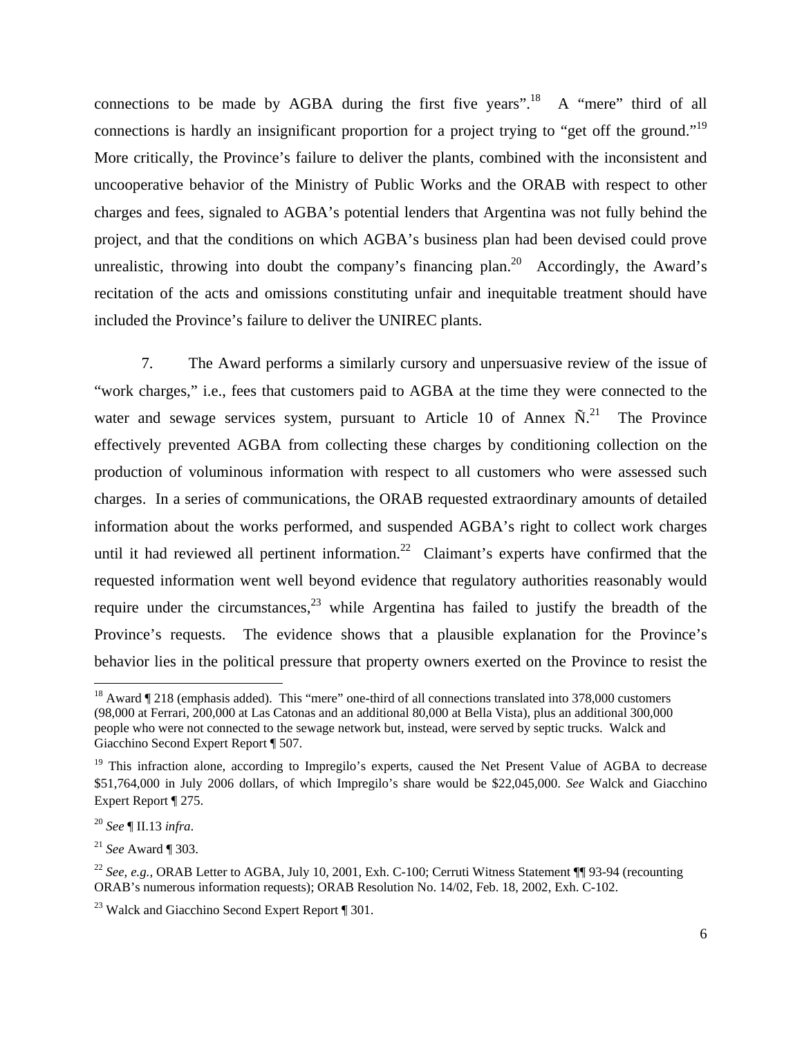connections to be made by AGBA during the first five years".[18] A "mere" third of all connections is hardly an insignificant proportion for a project trying to "get off the ground."[19] More critically, the Province's failure to deliver the plants, combined with the inconsistent and uncooperative behavior of the Ministry of Public Works and the ORAB with respect to other charges and fees, signaled to AGBA's potential lenders that Argentina was not fully behind the project, and that the conditions on which AGBA's business plan had been devised could prove unrealistic, throwing into doubt the company's financing plan.[20] Accordingly, the Award's recitation of the acts and omissions constituting unfair and inequitable treatment should have included the Province's failure to deliver the UNIREC plants.

7. The Award performs a similarly cursory and unpersuasive review of the issue of "work charges," i.e., fees that customers paid to AGBA at the time they were connected to the water and sewage services system, pursuant to Article 10 of Annex Ñ.[21] The Province effectively prevented AGBA from collecting these charges by conditioning collection on the production of voluminous information with respect to all customers who were assessed such charges. In a series of communications, the ORAB requested extraordinary amounts of detailed information about the works performed, and suspended AGBA's right to collect work charges until it had reviewed all pertinent information.[22] Claimant's experts have confirmed that the requested information went well beyond evidence that regulatory authorities reasonably would require under the circumstances,[23] while Argentina has failed to justify the breadth of the Province's requests. The evidence shows that a plausible explanation for the Province's behavior lies in the political pressure that property owners exerted on the Province to resist the

---

[18] Award ¶ 218 (emphasis added). This "mere" one-third of all connections translated into 378,000 customers (98,000 at Ferrari, 200,000 at Las Catonas and an additional 80,000 at Bella Vista), plus an additional 300,000 people who were not connected to the sewage network but, instead, were served by septic trucks. Walck and Giacchino Second Expert Report ¶ 507.

[19] This infraction alone, according to Impregilo's experts, caused the Net Present Value of AGBA to decrease \$51,764,000 in July 2006 dollars, of which Impregilo's share would be \$22,045,000. *See* Walck and Giacchino Expert Report ¶ 275.

[20] *See* ¶ II.13 *infra*.

[21] *See* Award ¶ 303.

[22] *See, e.g.*, ORAB Letter to AGBA, July 10, 2001, Exh. C-100; Cerruti Witness Statement ¶¶ 93-94 (recounting ORAB's numerous information requests); ORAB Resolution No. 14/02, Feb. 18, 2002, Exh. C-102.

[23] Walck and Giacchino Second Expert Report ¶ 301.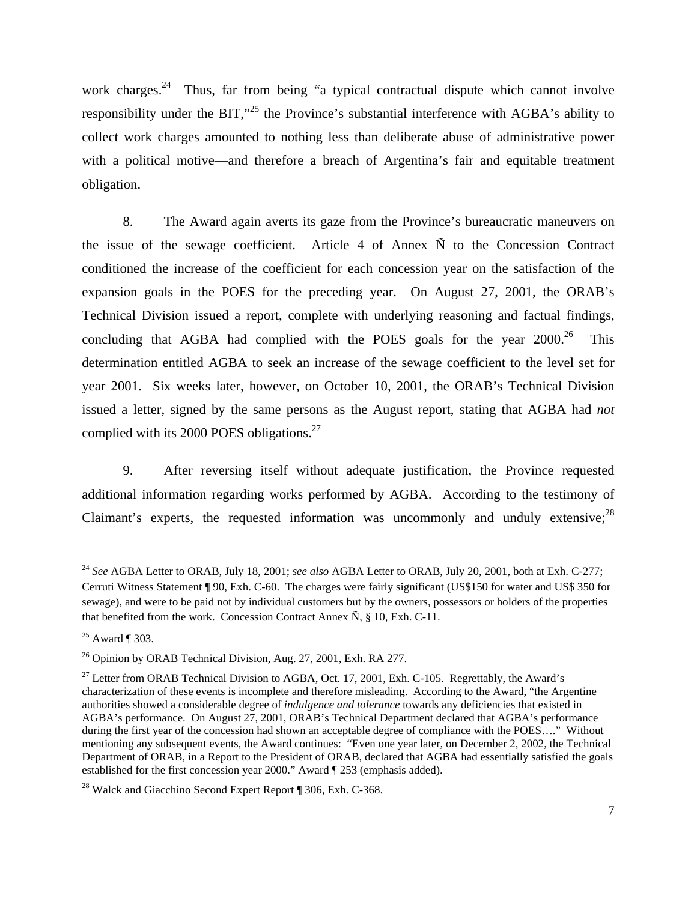work charges.[24] Thus, far from being "a typical contractual dispute which cannot involve responsibility under the BIT,"[25] the Province's substantial interference with AGBA's ability to collect work charges amounted to nothing less than deliberate abuse of administrative power with a political motive—and therefore a breach of Argentina's fair and equitable treatment obligation.

8. The Award again averts its gaze from the Province's bureaucratic maneuvers on the issue of the sewage coefficient. Article 4 of Annex Ñ to the Concession Contract conditioned the increase of the coefficient for each concession year on the satisfaction of the expansion goals in the POES for the preceding year. On August 27, 2001, the ORAB's Technical Division issued a report, complete with underlying reasoning and factual findings, concluding that AGBA had complied with the POES goals for the year 2000.[26] This determination entitled AGBA to seek an increase of the sewage coefficient to the level set for year 2001. Six weeks later, however, on October 10, 2001, the ORAB's Technical Division issued a letter, signed by the same persons as the August report, stating that AGBA had *not* complied with its 2000 POES obligations.[27]

9. After reversing itself without adequate justification, the Province requested additional information regarding works performed by AGBA. According to the testimony of Claimant's experts, the requested information was uncommonly and unduly extensive;[28]

---

[24] *See* AGBA Letter to ORAB, July 18, 2001; *see also* AGBA Letter to ORAB, July 20, 2001, both at Exh. C-277; Cerruti Witness Statement ¶ 90, Exh. C-60. The charges were fairly significant (US$150 for water and US$ 350 for sewage), and were to be paid not by individual customers but by the owners, possessors or holders of the properties that benefited from the work. Concession Contract Annex Ñ, § 10, Exh. C-11.

[25] Award ¶ 303.

[26] Opinion by ORAB Technical Division, Aug. 27, 2001, Exh. RA 277.

[27] Letter from ORAB Technical Division to AGBA, Oct. 17, 2001, Exh. C-105. Regrettably, the Award's characterization of these events is incomplete and therefore misleading. According to the Award, "the Argentine authorities showed a considerable degree of *indulgence and tolerance* towards any deficiencies that existed in AGBA's performance. On August 27, 2001, ORAB's Technical Department declared that AGBA's performance during the first year of the concession had shown an acceptable degree of compliance with the POES…." Without mentioning any subsequent events, the Award continues: "Even one year later, on December 2, 2002, the Technical Department of ORAB, in a Report to the President of ORAB, declared that AGBA had essentially satisfied the goals established for the first concession year 2000." Award ¶ 253 (emphasis added).

[28] Walck and Giacchino Second Expert Report ¶ 306, Exh. C-368.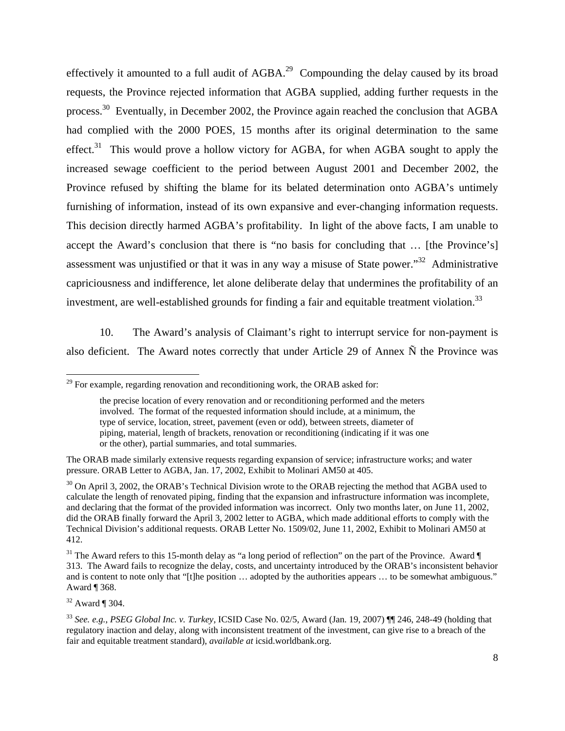effectively it amounted to a full audit of AGBA.[29] Compounding the delay caused by its broad requests, the Province rejected information that AGBA supplied, adding further requests in the process.[30] Eventually, in December 2002, the Province again reached the conclusion that AGBA had complied with the 2000 POES, 15 months after its original determination to the same effect.[31] This would prove a hollow victory for AGBA, for when AGBA sought to apply the increased sewage coefficient to the period between August 2001 and December 2002, the Province refused by shifting the blame for its belated determination onto AGBA's untimely furnishing of information, instead of its own expansive and ever-changing information requests. This decision directly harmed AGBA's profitability. In light of the above facts, I am unable to accept the Award's conclusion that there is "no basis for concluding that … [the Province's] assessment was unjustified or that it was in any way a misuse of State power."[32] Administrative capriciousness and indifference, let alone deliberate delay that undermines the profitability of an investment, are well-established grounds for finding a fair and equitable treatment violation.[33]

10. The Award's analysis of Claimant's right to interrupt service for non-payment is also deficient. The Award notes correctly that under Article 29 of Annex Ñ the Province was

---

[29] For example, regarding renovation and reconditioning work, the ORAB asked for:

> the precise location of every renovation and or reconditioning performed and the meters involved. The format of the requested information should include, at a minimum, the type of service, location, street, pavement (even or odd), between streets, diameter of piping, material, length of brackets, renovation or reconditioning (indicating if it was one or the other), partial summaries, and total summaries.

The ORAB made similarly extensive requests regarding expansion of service; infrastructure works; and water pressure. ORAB Letter to AGBA, Jan. 17, 2002, Exhibit to Molinari AM50 at 405.

[30] On April 3, 2002, the ORAB's Technical Division wrote to the ORAB rejecting the method that AGBA used to calculate the length of renovated piping, finding that the expansion and infrastructure information was incomplete, and declaring that the format of the provided information was incorrect. Only two months later, on June 11, 2002, did the ORAB finally forward the April 3, 2002 letter to AGBA, which made additional efforts to comply with the Technical Division's additional requests. ORAB Letter No. 1509/02, June 11, 2002, Exhibit to Molinari AM50 at 412.

[31] The Award refers to this 15-month delay as "a long period of reflection" on the part of the Province. Award ¶ 313. The Award fails to recognize the delay, costs, and uncertainty introduced by the ORAB's inconsistent behavior and is content to note only that "[t]he position … adopted by the authorities appears … to be somewhat ambiguous." Award ¶ 368.

[32] Award ¶ 304.

[33] *See. e.g.*, *PSEG Global Inc. v. Turkey*, ICSID Case No. 02/5, Award (Jan. 19, 2007) ¶¶ 246, 248-49 (holding that regulatory inaction and delay, along with inconsistent treatment of the investment, can give rise to a breach of the fair and equitable treatment standard), *available at* icsid.worldbank.org.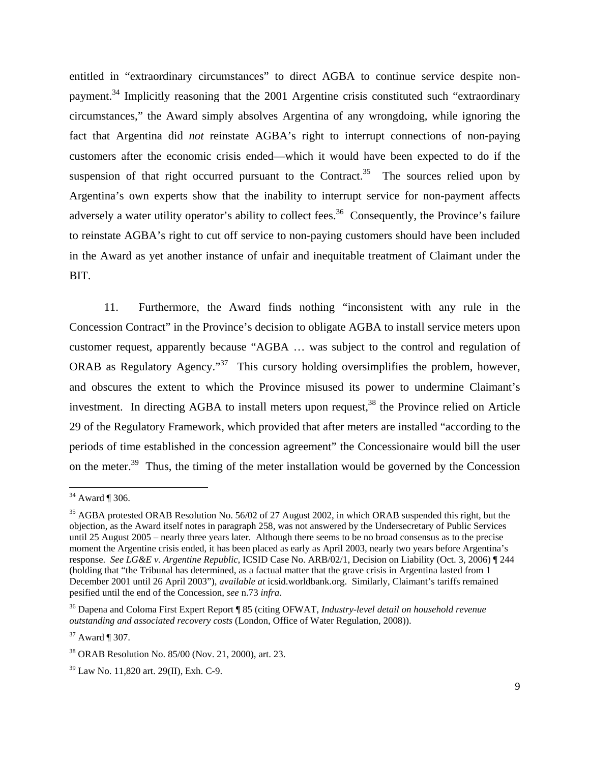entitled in "extraordinary circumstances" to direct AGBA to continue service despite non-payment.[34] Implicitly reasoning that the 2001 Argentine crisis constituted such "extraordinary circumstances," the Award simply absolves Argentina of any wrongdoing, while ignoring the fact that Argentina did *not* reinstate AGBA's right to interrupt connections of non-paying customers after the economic crisis ended—which it would have been expected to do if the suspension of that right occurred pursuant to the Contract.[35] The sources relied upon by Argentina's own experts show that the inability to interrupt service for non-payment affects adversely a water utility operator's ability to collect fees.[36] Consequently, the Province's failure to reinstate AGBA's right to cut off service to non-paying customers should have been included in the Award as yet another instance of unfair and inequitable treatment of Claimant under the BIT.

11. Furthermore, the Award finds nothing "inconsistent with any rule in the Concession Contract" in the Province's decision to obligate AGBA to install service meters upon customer request, apparently because "AGBA … was subject to the control and regulation of ORAB as Regulatory Agency."[37] This cursory holding oversimplifies the problem, however, and obscures the extent to which the Province misused its power to undermine Claimant's investment. In directing AGBA to install meters upon request,[38] the Province relied on Article 29 of the Regulatory Framework, which provided that after meters are installed "according to the periods of time established in the concession agreement" the Concessionaire would bill the user on the meter.[39] Thus, the timing of the meter installation would be governed by the Concession

---

[34] Award ¶ 306.

[35] AGBA protested ORAB Resolution No. 56/02 of 27 August 2002, in which ORAB suspended this right, but the objection, as the Award itself notes in paragraph 258, was not answered by the Undersecretary of Public Services until 25 August 2005 – nearly three years later. Although there seems to be no broad consensus as to the precise moment the Argentine crisis ended, it has been placed as early as April 2003, nearly two years before Argentina's response. *See LG&E v. Argentine Republic*, ICSID Case No. ARB/02/1, Decision on Liability (Oct. 3, 2006) ¶ 244 (holding that "the Tribunal has determined, as a factual matter that the grave crisis in Argentina lasted from 1 December 2001 until 26 April 2003"), *available at* icsid.worldbank.org. Similarly, Claimant's tariffs remained pesified until the end of the Concession, *see* n.73 *infra*.

[36] Dapena and Coloma First Expert Report ¶ 85 (citing OFWAT, *Industry-level detail on household revenue outstanding and associated recovery costs* (London, Office of Water Regulation, 2008)).

[37] Award ¶ 307.

[38] ORAB Resolution No. 85/00 (Nov. 21, 2000), art. 23.

[39] Law No. 11,820 art. 29(II), Exh. C-9.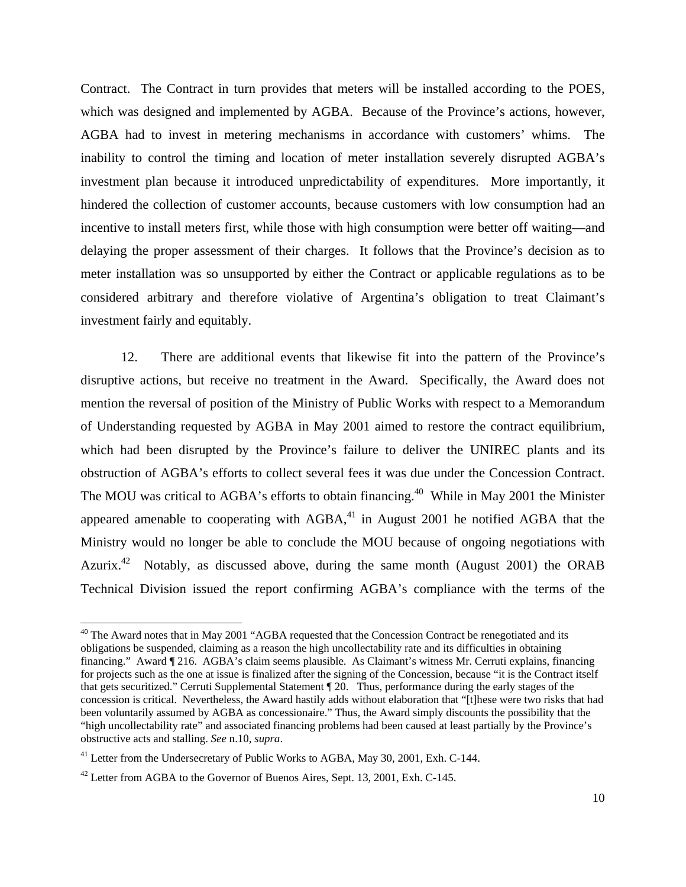Contract. The Contract in turn provides that meters will be installed according to the POES, which was designed and implemented by AGBA. Because of the Province's actions, however, AGBA had to invest in metering mechanisms in accordance with customers' whims. The inability to control the timing and location of meter installation severely disrupted AGBA's investment plan because it introduced unpredictability of expenditures. More importantly, it hindered the collection of customer accounts, because customers with low consumption had an incentive to install meters first, while those with high consumption were better off waiting—and delaying the proper assessment of their charges. It follows that the Province's decision as to meter installation was so unsupported by either the Contract or applicable regulations as to be considered arbitrary and therefore violative of Argentina's obligation to treat Claimant's investment fairly and equitably.

12. There are additional events that likewise fit into the pattern of the Province's disruptive actions, but receive no treatment in the Award. Specifically, the Award does not mention the reversal of position of the Ministry of Public Works with respect to a Memorandum of Understanding requested by AGBA in May 2001 aimed to restore the contract equilibrium, which had been disrupted by the Province's failure to deliver the UNIREC plants and its obstruction of AGBA's efforts to collect several fees it was due under the Concession Contract. The MOU was critical to AGBA's efforts to obtain financing.[40] While in May 2001 the Minister appeared amenable to cooperating with AGBA,[41] in August 2001 he notified AGBA that the Ministry would no longer be able to conclude the MOU because of ongoing negotiations with Azurix.[42] Notably, as discussed above, during the same month (August 2001) the ORAB Technical Division issued the report confirming AGBA's compliance with the terms of the

[40] The Award notes that in May 2001 "AGBA requested that the Concession Contract be renegotiated and its obligations be suspended, claiming as a reason the high uncollectability rate and its difficulties in obtaining financing." Award ¶ 216. AGBA's claim seems plausible. As Claimant's witness Mr. Cerruti explains, financing for projects such as the one at issue is finalized after the signing of the Concession, because "it is the Contract itself that gets securitized." Cerruti Supplemental Statement ¶ 20. Thus, performance during the early stages of the concession is critical. Nevertheless, the Award hastily adds without elaboration that "[t]hese were two risks that had been voluntarily assumed by AGBA as concessionaire." Thus, the Award simply discounts the possibility that the "high uncollectability rate" and associated financing problems had been caused at least partially by the Province's obstructive acts and stalling. *See* n.10, *supra*.

[41] Letter from the Undersecretary of Public Works to AGBA, May 30, 2001, Exh. C-144.

[42] Letter from AGBA to the Governor of Buenos Aires, Sept. 13, 2001, Exh. C-145.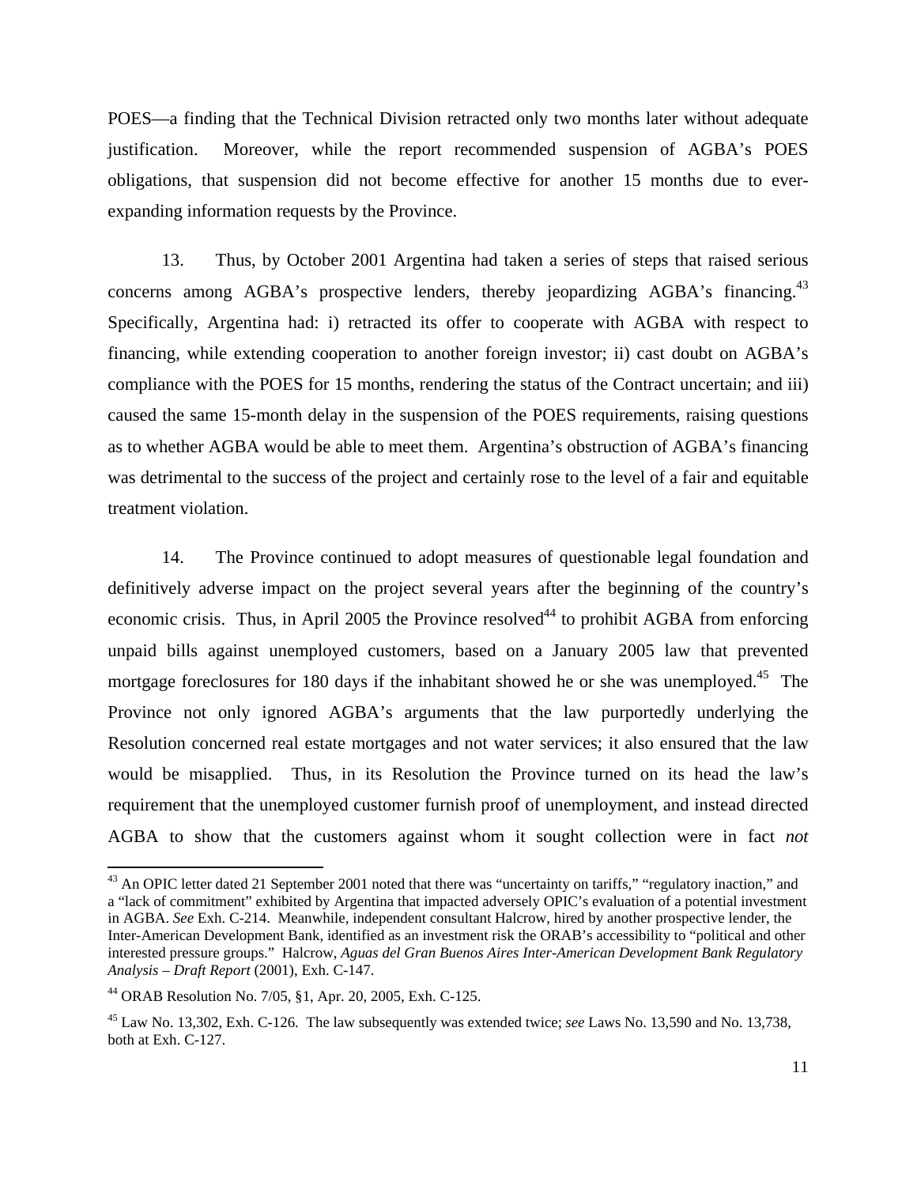POES—a finding that the Technical Division retracted only two months later without adequate justification. Moreover, while the report recommended suspension of AGBA's POES obligations, that suspension did not become effective for another 15 months due to ever-expanding information requests by the Province.

13. Thus, by October 2001 Argentina had taken a series of steps that raised serious concerns among AGBA's prospective lenders, thereby jeopardizing AGBA's financing.[43] Specifically, Argentina had: i) retracted its offer to cooperate with AGBA with respect to financing, while extending cooperation to another foreign investor; ii) cast doubt on AGBA's compliance with the POES for 15 months, rendering the status of the Contract uncertain; and iii) caused the same 15-month delay in the suspension of the POES requirements, raising questions as to whether AGBA would be able to meet them. Argentina's obstruction of AGBA's financing was detrimental to the success of the project and certainly rose to the level of a fair and equitable treatment violation.

14. The Province continued to adopt measures of questionable legal foundation and definitively adverse impact on the project several years after the beginning of the country's economic crisis. Thus, in April 2005 the Province resolved[44] to prohibit AGBA from enforcing unpaid bills against unemployed customers, based on a January 2005 law that prevented mortgage foreclosures for 180 days if the inhabitant showed he or she was unemployed.[45] The Province not only ignored AGBA's arguments that the law purportedly underlying the Resolution concerned real estate mortgages and not water services; it also ensured that the law would be misapplied. Thus, in its Resolution the Province turned on its head the law's requirement that the unemployed customer furnish proof of unemployment, and instead directed AGBA to show that the customers against whom it sought collection were in fact *not*

---

[43] An OPIC letter dated 21 September 2001 noted that there was "uncertainty on tariffs," "regulatory inaction," and a "lack of commitment" exhibited by Argentina that impacted adversely OPIC's evaluation of a potential investment in AGBA. *See* Exh. C-214. Meanwhile, independent consultant Halcrow, hired by another prospective lender, the Inter-American Development Bank, identified as an investment risk the ORAB's accessibility to "political and other interested pressure groups." Halcrow, *Aguas del Gran Buenos Aires Inter-American Development Bank Regulatory Analysis – Draft Report* (2001), Exh. C-147.

[44] ORAB Resolution No. 7/05, §1, Apr. 20, 2005, Exh. C-125.

[45] Law No. 13,302, Exh. C-126. The law subsequently was extended twice; *see* Laws No. 13,590 and No. 13,738, both at Exh. C-127.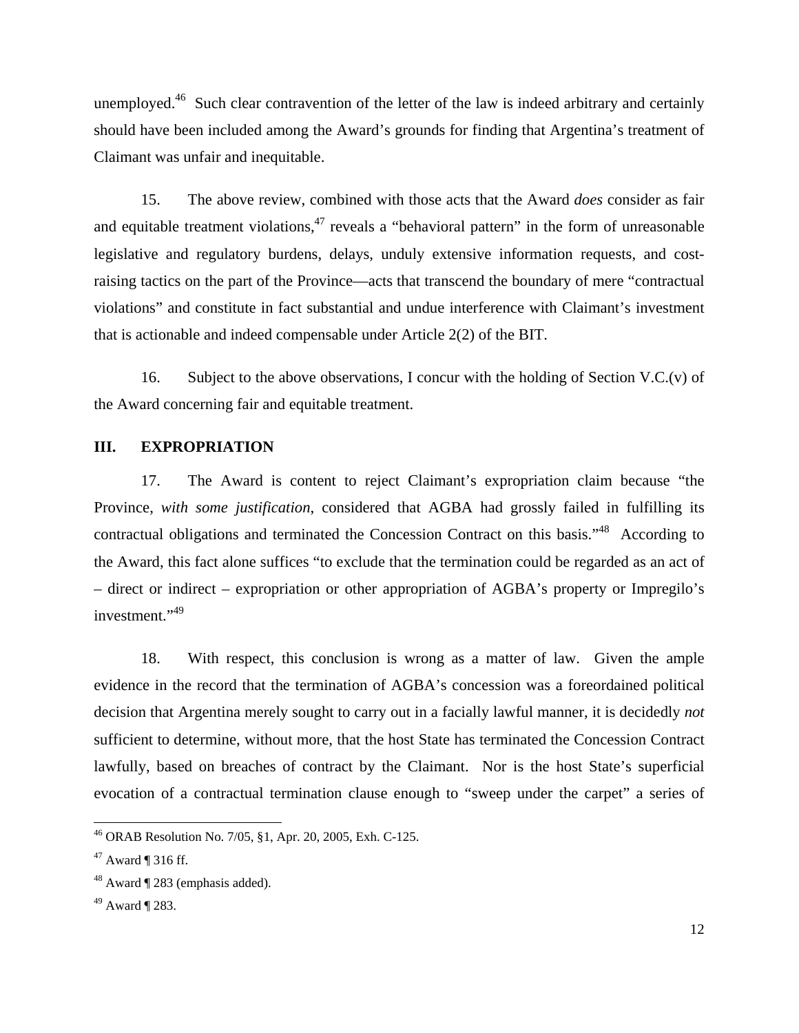unemployed.[46] Such clear contravention of the letter of the law is indeed arbitrary and certainly should have been included among the Award's grounds for finding that Argentina's treatment of Claimant was unfair and inequitable.

15. The above review, combined with those acts that the Award *does* consider as fair and equitable treatment violations,[47] reveals a "behavioral pattern" in the form of unreasonable legislative and regulatory burdens, delays, unduly extensive information requests, and cost-raising tactics on the part of the Province—acts that transcend the boundary of mere "contractual violations" and constitute in fact substantial and undue interference with Claimant's investment that is actionable and indeed compensable under Article 2(2) of the BIT.

16. Subject to the above observations, I concur with the holding of Section V.C.(v) of the Award concerning fair and equitable treatment.

## III. EXPROPRIATION

17. The Award is content to reject Claimant's expropriation claim because "the Province, *with some justification*, considered that AGBA had grossly failed in fulfilling its contractual obligations and terminated the Concession Contract on this basis."[48] According to the Award, this fact alone suffices "to exclude that the termination could be regarded as an act of – direct or indirect – expropriation or other appropriation of AGBA's property or Impregilo's investment."[49]

18. With respect, this conclusion is wrong as a matter of law. Given the ample evidence in the record that the termination of AGBA's concession was a foreordained political decision that Argentina merely sought to carry out in a facially lawful manner, it is decidedly *not* sufficient to determine, without more, that the host State has terminated the Concession Contract lawfully, based on breaches of contract by the Claimant. Nor is the host State's superficial evocation of a contractual termination clause enough to "sweep under the carpet" a series of

---

[46] ORAB Resolution No. 7/05, §1, Apr. 20, 2005, Exh. C-125.

[47] Award ¶ 316 ff.

[48] Award ¶ 283 (emphasis added).

[49] Award ¶ 283.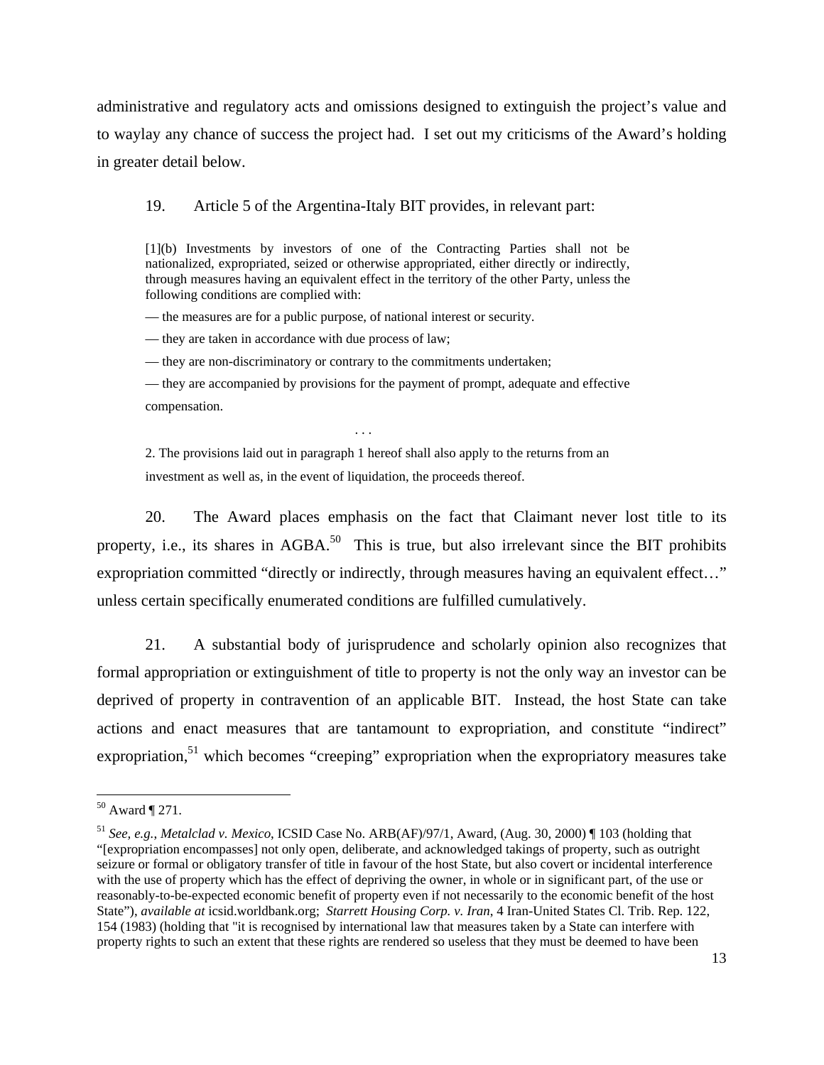administrative and regulatory acts and omissions designed to extinguish the project's value and to waylay any chance of success the project had. I set out my criticisms of the Award's holding in greater detail below.

19. Article 5 of the Argentina-Italy BIT provides, in relevant part:

> [1](b) Investments by investors of one of the Contracting Parties shall not be nationalized, expropriated, seized or otherwise appropriated, either directly or indirectly, through measures having an equivalent effect in the territory of the other Party, unless the following conditions are complied with:
>
> — the measures are for a public purpose, of national interest or security.
>
> — they are taken in accordance with due process of law;
>
> — they are non-discriminatory or contrary to the commitments undertaken;
>
> — they are accompanied by provisions for the payment of prompt, adequate and effective compensation.
>
> . . .
>
> 2. The provisions laid out in paragraph 1 hereof shall also apply to the returns from an investment as well as, in the event of liquidation, the proceeds thereof.

20. The Award places emphasis on the fact that Claimant never lost title to its property, i.e., its shares in AGBA.[50] This is true, but also irrelevant since the BIT prohibits expropriation committed "directly or indirectly, through measures having an equivalent effect…" unless certain specifically enumerated conditions are fulfilled cumulatively.

21. A substantial body of jurisprudence and scholarly opinion also recognizes that formal appropriation or extinguishment of title to property is not the only way an investor can be deprived of property in contravention of an applicable BIT. Instead, the host State can take actions and enact measures that are tantamount to expropriation, and constitute "indirect" expropriation,[51] which becomes "creeping" expropriation when the expropriatory measures take

---

[50] Award ¶ 271.

[51] *See, e.g.*, *Metalclad v. Mexico*, ICSID Case No. ARB(AF)/97/1, Award, (Aug. 30, 2000) ¶ 103 (holding that "[expropriation encompasses] not only open, deliberate, and acknowledged takings of property, such as outright seizure or formal or obligatory transfer of title in favour of the host State, but also covert or incidental interference with the use of property which has the effect of depriving the owner, in whole or in significant part, of the use or reasonably-to-be-expected economic benefit of property even if not necessarily to the economic benefit of the host State"), *available at* icsid.worldbank.org; *Starrett Housing Corp. v. Iran*, 4 Iran-United States Cl. Trib. Rep. 122, 154 (1983) (holding that "it is recognised by international law that measures taken by a State can interfere with property rights to such an extent that these rights are rendered so useless that they must be deemed to have been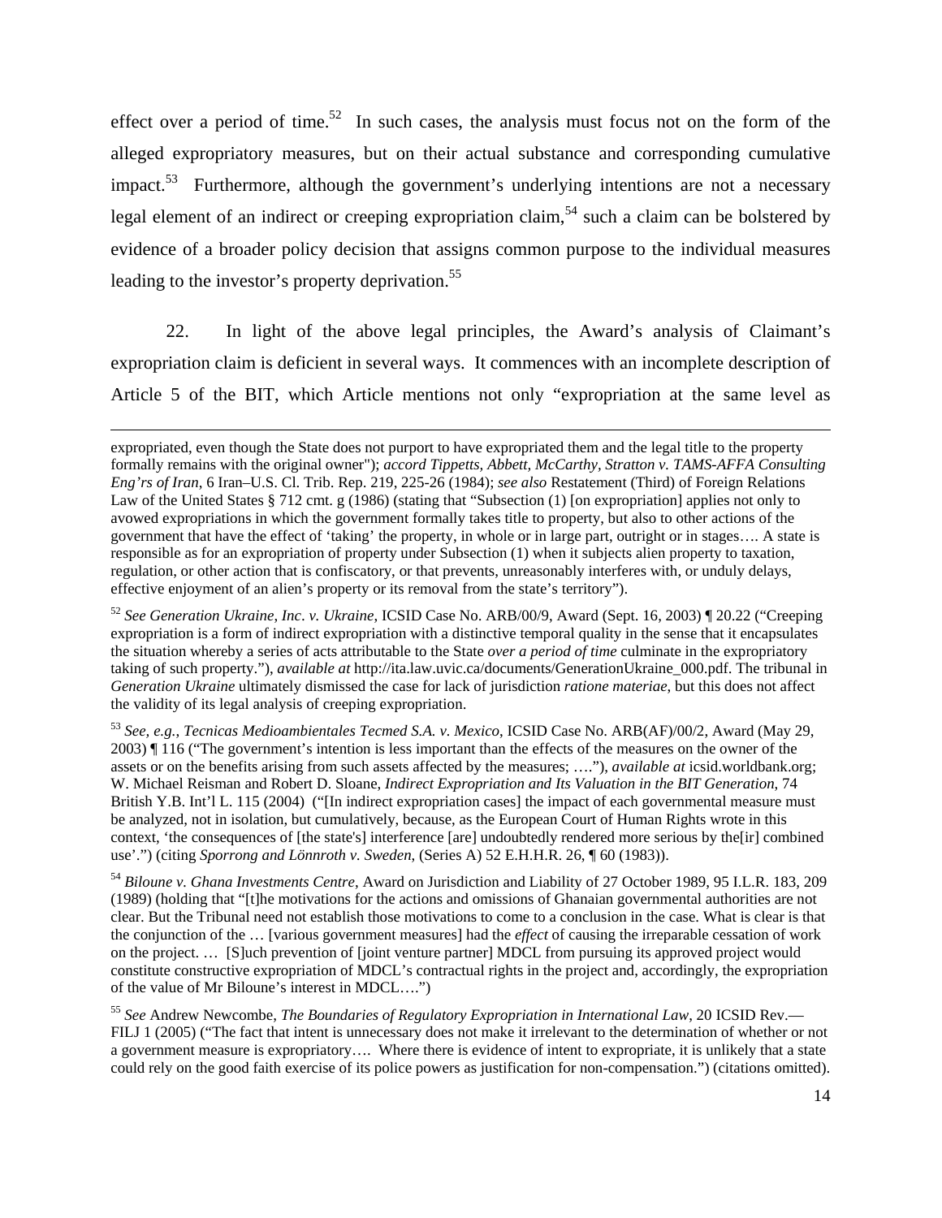effect over a period of time.[52] In such cases, the analysis must focus not on the form of the alleged expropriatory measures, but on their actual substance and corresponding cumulative impact.[53] Furthermore, although the government's underlying intentions are not a necessary legal element of an indirect or creeping expropriation claim,[54] such a claim can be bolstered by evidence of a broader policy decision that assigns common purpose to the individual measures leading to the investor's property deprivation.[55]

22. In light of the above legal principles, the Award's analysis of Claimant's expropriation claim is deficient in several ways. It commences with an incomplete description of Article 5 of the BIT, which Article mentions not only "expropriation at the same level as

---

expropriated, even though the State does not purport to have expropriated them and the legal title to the property formally remains with the original owner"); *accord Tippetts, Abbett, McCarthy, Stratton v. TAMS-AFFA Consulting Eng'rs of Iran*, 6 Iran–U.S. Cl. Trib. Rep. 219, 225-26 (1984); *see also* Restatement (Third) of Foreign Relations Law of the United States § 712 cmt. g (1986) (stating that "Subsection (1) [on expropriation] applies not only to avowed expropriations in which the government formally takes title to property, but also to other actions of the government that have the effect of 'taking' the property, in whole or in large part, outright or in stages…. A state is responsible as for an expropriation of property under Subsection (1) when it subjects alien property to taxation, regulation, or other action that is confiscatory, or that prevents, unreasonably interferes with, or unduly delays, effective enjoyment of an alien's property or its removal from the state's territory").

[52] *See Generation Ukraine, Inc. v. Ukraine*, ICSID Case No. ARB/00/9, Award (Sept. 16, 2003) ¶ 20.22 ("Creeping expropriation is a form of indirect expropriation with a distinctive temporal quality in the sense that it encapsulates the situation whereby a series of acts attributable to the State *over a period of time* culminate in the expropriatory taking of such property."), *available at* http://ita.law.uvic.ca/documents/GenerationUkraine_000.pdf. The tribunal in *Generation Ukraine* ultimately dismissed the case for lack of jurisdiction *ratione materiae*, but this does not affect the validity of its legal analysis of creeping expropriation.

[53] *See, e.g., Tecnicas Medioambientales Tecmed S.A. v. Mexico*, ICSID Case No. ARB(AF)/00/2, Award (May 29, 2003) ¶ 116 ("The government's intention is less important than the effects of the measures on the owner of the assets or on the benefits arising from such assets affected by the measures; …."), *available at* icsid.worldbank.org; W. Michael Reisman and Robert D. Sloane, *Indirect Expropriation and Its Valuation in the BIT Generation*, 74 British Y.B. Int'l L. 115 (2004) ("[In indirect expropriation cases] the impact of each governmental measure must be analyzed, not in isolation, but cumulatively, because, as the European Court of Human Rights wrote in this context, 'the consequences of [the state's] interference [are] undoubtedly rendered more serious by the[ir] combined use'.") (citing *Sporrong and Lönnroth v. Sweden*, (Series A) 52 E.H.H.R. 26, ¶ 60 (1983)).

[54] *Biloune v. Ghana Investments Centre*, Award on Jurisdiction and Liability of 27 October 1989, 95 I.L.R. 183, 209 (1989) (holding that "[t]he motivations for the actions and omissions of Ghanaian governmental authorities are not clear. But the Tribunal need not establish those motivations to come to a conclusion in the case. What is clear is that the conjunction of the … [various government measures] had the *effect* of causing the irreparable cessation of work on the project. … [S]uch prevention of [joint venture partner] MDCL from pursuing its approved project would constitute constructive expropriation of MDCL's contractual rights in the project and, accordingly, the expropriation of the value of Mr Biloune's interest in MDCL….")

[55] *See* Andrew Newcombe, *The Boundaries of Regulatory Expropriation in International Law*, 20 ICSID Rev.—FILJ 1 (2005) ("The fact that intent is unnecessary does not make it irrelevant to the determination of whether or not a government measure is expropriatory…. Where there is evidence of intent to expropriate, it is unlikely that a state could rely on the good faith exercise of its police powers as justification for non-compensation.") (citations omitted).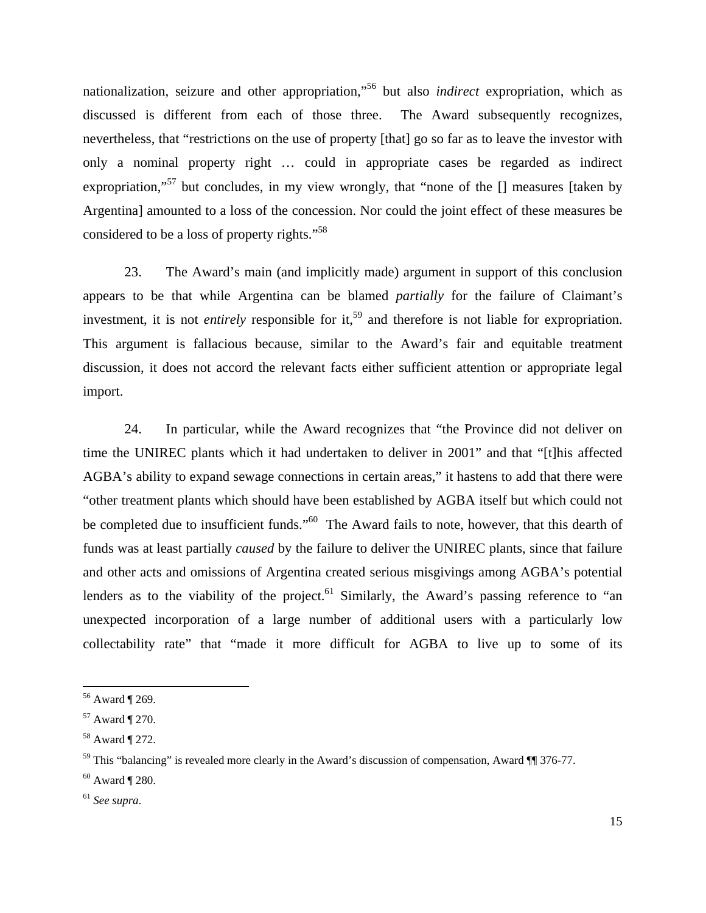nationalization, seizure and other appropriation,"[56] but also *indirect* expropriation, which as discussed is different from each of those three. The Award subsequently recognizes, nevertheless, that "restrictions on the use of property [that] go so far as to leave the investor with only a nominal property right … could in appropriate cases be regarded as indirect expropriation,"[57] but concludes, in my view wrongly, that "none of the [] measures [taken by Argentina] amounted to a loss of the concession. Nor could the joint effect of these measures be considered to be a loss of property rights."[58]

23. The Award's main (and implicitly made) argument in support of this conclusion appears to be that while Argentina can be blamed *partially* for the failure of Claimant's investment, it is not *entirely* responsible for it,[59] and therefore is not liable for expropriation. This argument is fallacious because, similar to the Award's fair and equitable treatment discussion, it does not accord the relevant facts either sufficient attention or appropriate legal import.

24. In particular, while the Award recognizes that "the Province did not deliver on time the UNIREC plants which it had undertaken to deliver in 2001" and that "[t]his affected AGBA's ability to expand sewage connections in certain areas," it hastens to add that there were "other treatment plants which should have been established by AGBA itself but which could not be completed due to insufficient funds."[60] The Award fails to note, however, that this dearth of funds was at least partially *caused* by the failure to deliver the UNIREC plants, since that failure and other acts and omissions of Argentina created serious misgivings among AGBA's potential lenders as to the viability of the project.[61] Similarly, the Award's passing reference to "an unexpected incorporation of a large number of additional users with a particularly low collectability rate" that "made it more difficult for AGBA to live up to some of its

---

[56] Award ¶ 269.

[57] Award ¶ 270.

[58] Award ¶ 272.

[59] This "balancing" is revealed more clearly in the Award's discussion of compensation, Award ¶¶ 376-77.

[60] Award ¶ 280.

[61] *See supra*.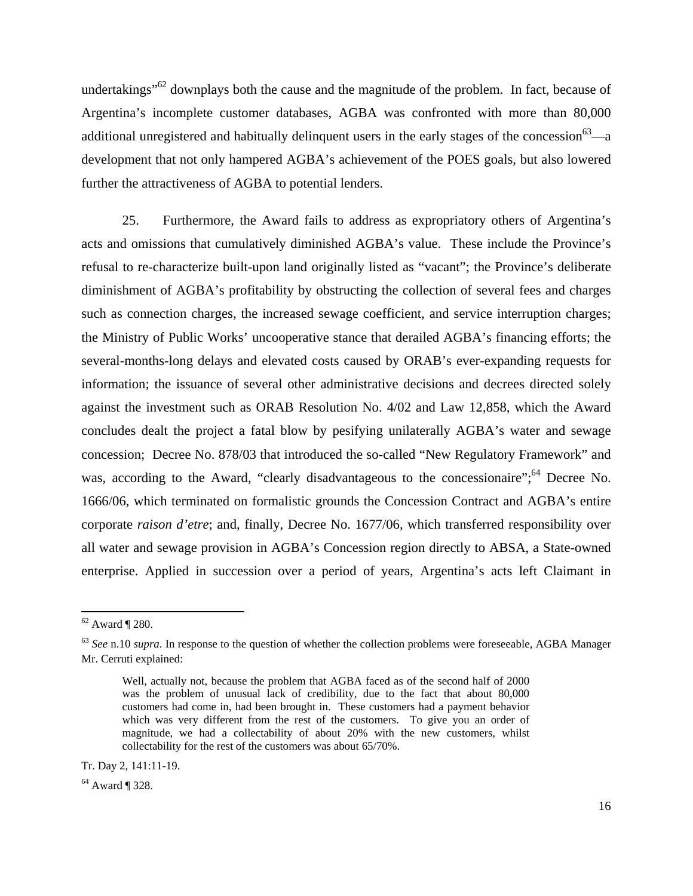undertakings"[62] downplays both the cause and the magnitude of the problem. In fact, because of Argentina's incomplete customer databases, AGBA was confronted with more than 80,000 additional unregistered and habitually delinquent users in the early stages of the concession[63]—a development that not only hampered AGBA's achievement of the POES goals, but also lowered further the attractiveness of AGBA to potential lenders.

25. Furthermore, the Award fails to address as expropriatory others of Argentina's acts and omissions that cumulatively diminished AGBA's value. These include the Province's refusal to re-characterize built-upon land originally listed as "vacant"; the Province's deliberate diminishment of AGBA's profitability by obstructing the collection of several fees and charges such as connection charges, the increased sewage coefficient, and service interruption charges; the Ministry of Public Works' uncooperative stance that derailed AGBA's financing efforts; the several-months-long delays and elevated costs caused by ORAB's ever-expanding requests for information; the issuance of several other administrative decisions and decrees directed solely against the investment such as ORAB Resolution No. 4/02 and Law 12,858, which the Award concludes dealt the project a fatal blow by pesifying unilaterally AGBA's water and sewage concession; Decree No. 878/03 that introduced the so-called "New Regulatory Framework" and was, according to the Award, "clearly disadvantageous to the concessionaire";[64] Decree No. 1666/06, which terminated on formalistic grounds the Concession Contract and AGBA's entire corporate *raison d'etre*; and, finally, Decree No. 1677/06, which transferred responsibility over all water and sewage provision in AGBA's Concession region directly to ABSA, a State-owned enterprise. Applied in succession over a period of years, Argentina's acts left Claimant in

---

[62] Award ¶ 280.

[63] *See* n.10 *supra*. In response to the question of whether the collection problems were foreseeable, AGBA Manager Mr. Cerruti explained:

> Well, actually not, because the problem that AGBA faced as of the second half of 2000 was the problem of unusual lack of credibility, due to the fact that about 80,000 customers had come in, had been brought in. These customers had a payment behavior which was very different from the rest of the customers. To give you an order of magnitude, we had a collectability of about 20% with the new customers, whilst collectability for the rest of the customers was about 65/70%.

Tr. Day 2, 141:11-19.

[64] Award ¶ 328.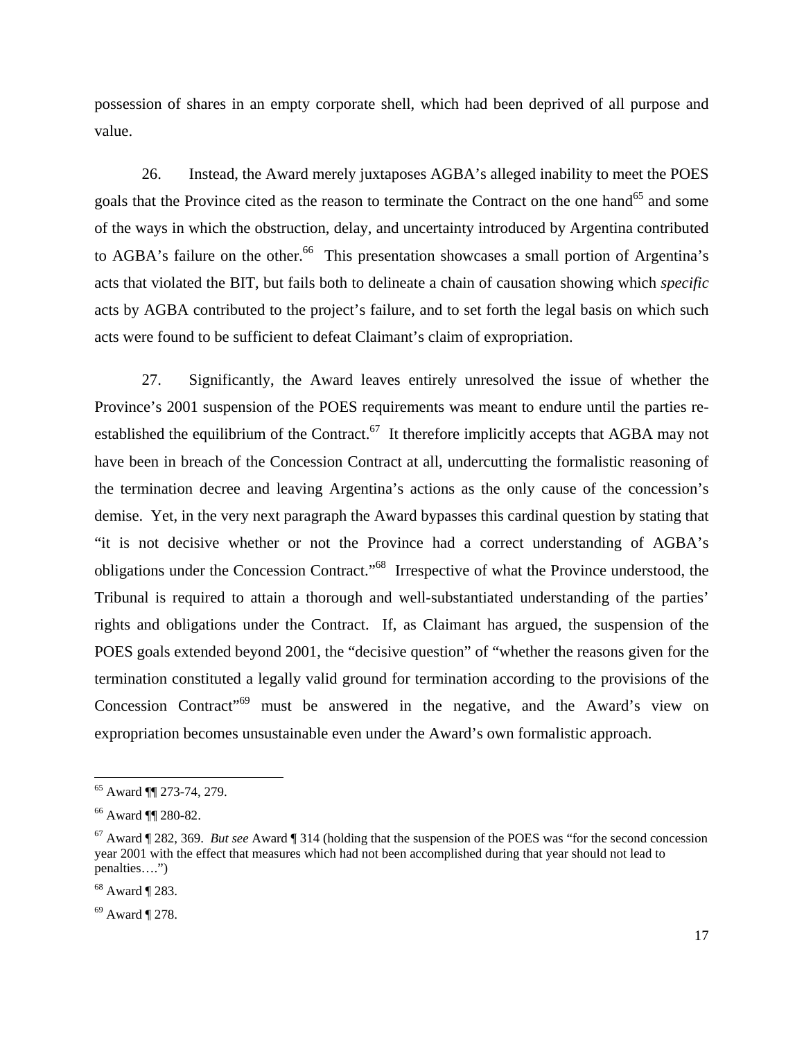possession of shares in an empty corporate shell, which had been deprived of all purpose and value.

26. Instead, the Award merely juxtaposes AGBA's alleged inability to meet the POES goals that the Province cited as the reason to terminate the Contract on the one hand[65] and some of the ways in which the obstruction, delay, and uncertainty introduced by Argentina contributed to AGBA's failure on the other.[66] This presentation showcases a small portion of Argentina's acts that violated the BIT, but fails both to delineate a chain of causation showing which *specific* acts by AGBA contributed to the project's failure, and to set forth the legal basis on which such acts were found to be sufficient to defeat Claimant's claim of expropriation.

27. Significantly, the Award leaves entirely unresolved the issue of whether the Province's 2001 suspension of the POES requirements was meant to endure until the parties re-established the equilibrium of the Contract.[67] It therefore implicitly accepts that AGBA may not have been in breach of the Concession Contract at all, undercutting the formalistic reasoning of the termination decree and leaving Argentina's actions as the only cause of the concession's demise. Yet, in the very next paragraph the Award bypasses this cardinal question by stating that "it is not decisive whether or not the Province had a correct understanding of AGBA's obligations under the Concession Contract."[68] Irrespective of what the Province understood, the Tribunal is required to attain a thorough and well-substantiated understanding of the parties' rights and obligations under the Contract. If, as Claimant has argued, the suspension of the POES goals extended beyond 2001, the "decisive question" of "whether the reasons given for the termination constituted a legally valid ground for termination according to the provisions of the Concession Contract"[69] must be answered in the negative, and the Award's view on expropriation becomes unsustainable even under the Award's own formalistic approach.

---

[65] Award ¶¶ 273-74, 279.

[66] Award ¶¶ 280-82.

[67] Award ¶ 282, 369. *But see* Award ¶ 314 (holding that the suspension of the POES was "for the second concession year 2001 with the effect that measures which had not been accomplished during that year should not lead to penalties….")

[68] Award ¶ 283.

[69] Award ¶ 278.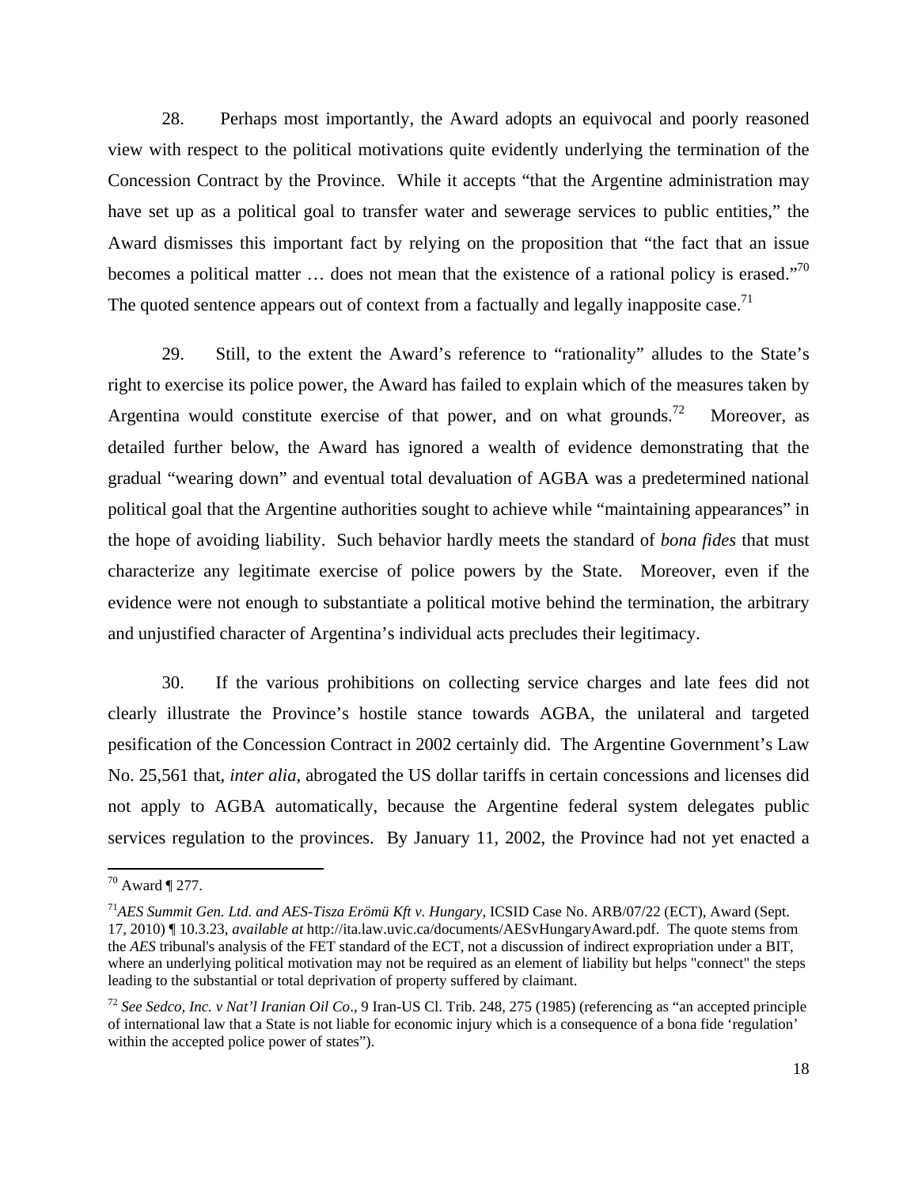28. Perhaps most importantly, the Award adopts an equivocal and poorly reasoned view with respect to the political motivations quite evidently underlying the termination of the Concession Contract by the Province. While it accepts "that the Argentine administration may have set up as a political goal to transfer water and sewerage services to public entities," the Award dismisses this important fact by relying on the proposition that "the fact that an issue becomes a political matter … does not mean that the existence of a rational policy is erased."[70] The quoted sentence appears out of context from a factually and legally inapposite case.[71]

29. Still, to the extent the Award's reference to "rationality" alludes to the State's right to exercise its police power, the Award has failed to explain which of the measures taken by Argentina would constitute exercise of that power, and on what grounds.[72] Moreover, as detailed further below, the Award has ignored a wealth of evidence demonstrating that the gradual "wearing down" and eventual total devaluation of AGBA was a predetermined national political goal that the Argentine authorities sought to achieve while "maintaining appearances" in the hope of avoiding liability. Such behavior hardly meets the standard of *bona fides* that must characterize any legitimate exercise of police powers by the State. Moreover, even if the evidence were not enough to substantiate a political motive behind the termination, the arbitrary and unjustified character of Argentina's individual acts precludes their legitimacy.

30. If the various prohibitions on collecting service charges and late fees did not clearly illustrate the Province's hostile stance towards AGBA, the unilateral and targeted pesification of the Concession Contract in 2002 certainly did. The Argentine Government's Law No. 25,561 that, *inter alia*, abrogated the US dollar tariffs in certain concessions and licenses did not apply to AGBA automatically, because the Argentine federal system delegates public services regulation to the provinces. By January 11, 2002, the Province had not yet enacted a

---

[70] Award ¶ 277.

[71] *AES Summit Gen. Ltd. and AES-Tisza Erömü Kft v. Hungary*, ICSID Case No. ARB/07/22 (ECT), Award (Sept. 17, 2010) ¶ 10.3.23, *available at* http://ita.law.uvic.ca/documents/AESvHungaryAward.pdf. The quote stems from the *AES* tribunal's analysis of the FET standard of the ECT, not a discussion of indirect expropriation under a BIT, where an underlying political motivation may not be required as an element of liability but helps "connect" the steps leading to the substantial or total deprivation of property suffered by claimant.

[72] *See Sedco, Inc. v Nat'l Iranian Oil Co*., 9 Iran-US Cl. Trib. 248, 275 (1985) (referencing as "an accepted principle of international law that a State is not liable for economic injury which is a consequence of a bona fide 'regulation' within the accepted police power of states").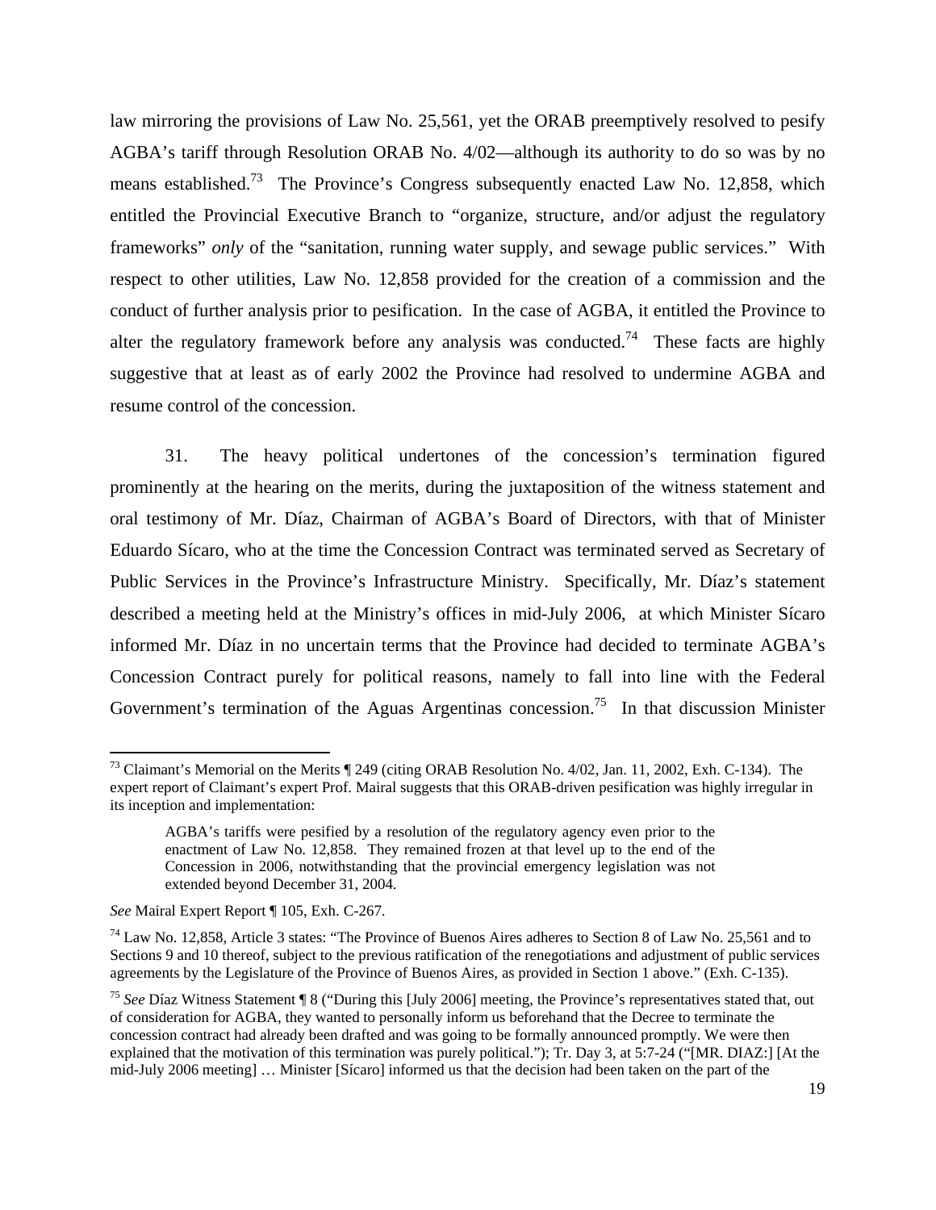law mirroring the provisions of Law No. 25,561, yet the ORAB preemptively resolved to pesify AGBA's tariff through Resolution ORAB No. 4/02—although its authority to do so was by no means established.[73] The Province's Congress subsequently enacted Law No. 12,858, which entitled the Provincial Executive Branch to "organize, structure, and/or adjust the regulatory frameworks" *only* of the "sanitation, running water supply, and sewage public services." With respect to other utilities, Law No. 12,858 provided for the creation of a commission and the conduct of further analysis prior to pesification. In the case of AGBA, it entitled the Province to alter the regulatory framework before any analysis was conducted.[74] These facts are highly suggestive that at least as of early 2002 the Province had resolved to undermine AGBA and resume control of the concession.

31. The heavy political undertones of the concession's termination figured prominently at the hearing on the merits, during the juxtaposition of the witness statement and oral testimony of Mr. Díaz, Chairman of AGBA's Board of Directors, with that of Minister Eduardo Sícaro, who at the time the Concession Contract was terminated served as Secretary of Public Services in the Province's Infrastructure Ministry. Specifically, Mr. Díaz's statement described a meeting held at the Ministry's offices in mid-July 2006, at which Minister Sícaro informed Mr. Díaz in no uncertain terms that the Province had decided to terminate AGBA's Concession Contract purely for political reasons, namely to fall into line with the Federal Government's termination of the Aguas Argentinas concession.[75] In that discussion Minister

---

[73] Claimant's Memorial on the Merits ¶ 249 (citing ORAB Resolution No. 4/02, Jan. 11, 2002, Exh. C-134). The expert report of Claimant's expert Prof. Mairal suggests that this ORAB-driven pesification was highly irregular in its inception and implementation:

> AGBA's tariffs were pesified by a resolution of the regulatory agency even prior to the enactment of Law No. 12,858. They remained frozen at that level up to the end of the Concession in 2006, notwithstanding that the provincial emergency legislation was not extended beyond December 31, 2004.

*See* Mairal Expert Report ¶ 105, Exh. C-267.

[74] Law No. 12,858, Article 3 states: "The Province of Buenos Aires adheres to Section 8 of Law No. 25,561 and to Sections 9 and 10 thereof, subject to the previous ratification of the renegotiations and adjustment of public services agreements by the Legislature of the Province of Buenos Aires, as provided in Section 1 above." (Exh. C-135).

[75] *See* Díaz Witness Statement ¶ 8 ("During this [July 2006] meeting, the Province's representatives stated that, out of consideration for AGBA, they wanted to personally inform us beforehand that the Decree to terminate the concession contract had already been drafted and was going to be formally announced promptly. We were then explained that the motivation of this termination was purely political."); Tr. Day 3, at 5:7-24 ("[MR. DIAZ:] [At the mid-July 2006 meeting] … Minister [Sícaro] informed us that the decision had been taken on the part of the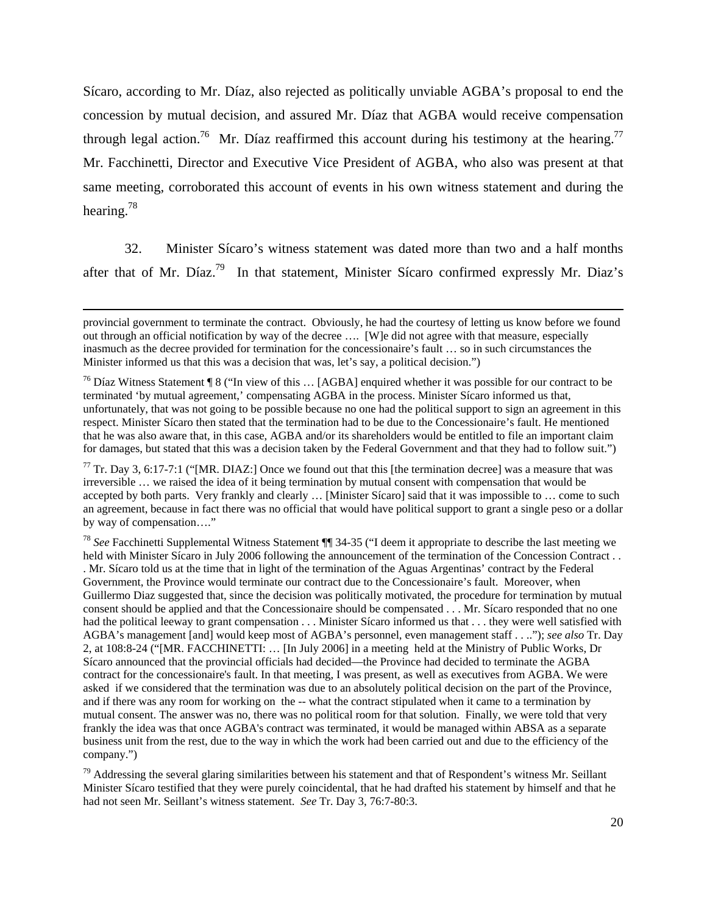Sícaro, according to Mr. Díaz, also rejected as politically unviable AGBA's proposal to end the concession by mutual decision, and assured Mr. Díaz that AGBA would receive compensation through legal action.[76] Mr. Díaz reaffirmed this account during his testimony at the hearing.[77] Mr. Facchinetti, Director and Executive Vice President of AGBA, who also was present at that same meeting, corroborated this account of events in his own witness statement and during the hearing.[78]

32. Minister Sícaro's witness statement was dated more than two and a half months after that of Mr. Díaz.[79] In that statement, Minister Sícaro confirmed expressly Mr. Diaz's

---

provincial government to terminate the contract. Obviously, he had the courtesy of letting us know before we found out through an official notification by way of the decree …. [W]e did not agree with that measure, especially inasmuch as the decree provided for termination for the concessionaire's fault … so in such circumstances the Minister informed us that this was a decision that was, let's say, a political decision.")

[76] Díaz Witness Statement ¶ 8 ("In view of this … [AGBA] enquired whether it was possible for our contract to be terminated 'by mutual agreement,' compensating AGBA in the process. Minister Sícaro informed us that, unfortunately, that was not going to be possible because no one had the political support to sign an agreement in this respect. Minister Sícaro then stated that the termination had to be due to the Concessionaire's fault. He mentioned that he was also aware that, in this case, AGBA and/or its shareholders would be entitled to file an important claim for damages, but stated that this was a decision taken by the Federal Government and that they had to follow suit.")

[77] Tr. Day 3, 6:17-7:1 ("[MR. DIAZ:] Once we found out that this [the termination decree] was a measure that was irreversible … we raised the idea of it being termination by mutual consent with compensation that would be accepted by both parts. Very frankly and clearly … [Minister Sícaro] said that it was impossible to … come to such an agreement, because in fact there was no official that would have political support to grant a single peso or a dollar by way of compensation…."

[78] *See* Facchinetti Supplemental Witness Statement ¶¶ 34-35 ("I deem it appropriate to describe the last meeting we held with Minister Sícaro in July 2006 following the announcement of the termination of the Concession Contract . . . Mr. Sícaro told us at the time that in light of the termination of the Aguas Argentinas' contract by the Federal Government, the Province would terminate our contract due to the Concessionaire's fault. Moreover, when Guillermo Diaz suggested that, since the decision was politically motivated, the procedure for termination by mutual consent should be applied and that the Concessionaire should be compensated . . . Mr. Sícaro responded that no one had the political leeway to grant compensation . . . Minister Sícaro informed us that . . . they were well satisfied with AGBA's management [and] would keep most of AGBA's personnel, even management staff . . .."); *see also* Tr. Day 2, at 108:8-24 ("[MR. FACCHINETTI: … [In July 2006] in a meeting held at the Ministry of Public Works, Dr Sícaro announced that the provincial officials had decided—the Province had decided to terminate the AGBA contract for the concessionaire's fault. In that meeting, I was present, as well as executives from AGBA. We were asked if we considered that the termination was due to an absolutely political decision on the part of the Province, and if there was any room for working on the -- what the contract stipulated when it came to a termination by mutual consent. The answer was no, there was no political room for that solution. Finally, we were told that very frankly the idea was that once AGBA's contract was terminated, it would be managed within ABSA as a separate business unit from the rest, due to the way in which the work had been carried out and due to the efficiency of the company.")

[79] Addressing the several glaring similarities between his statement and that of Respondent's witness Mr. Seillant Minister Sícaro testified that they were purely coincidental, that he had drafted his statement by himself and that he had not seen Mr. Seillant's witness statement. *See* Tr. Day 3, 76:7-80:3.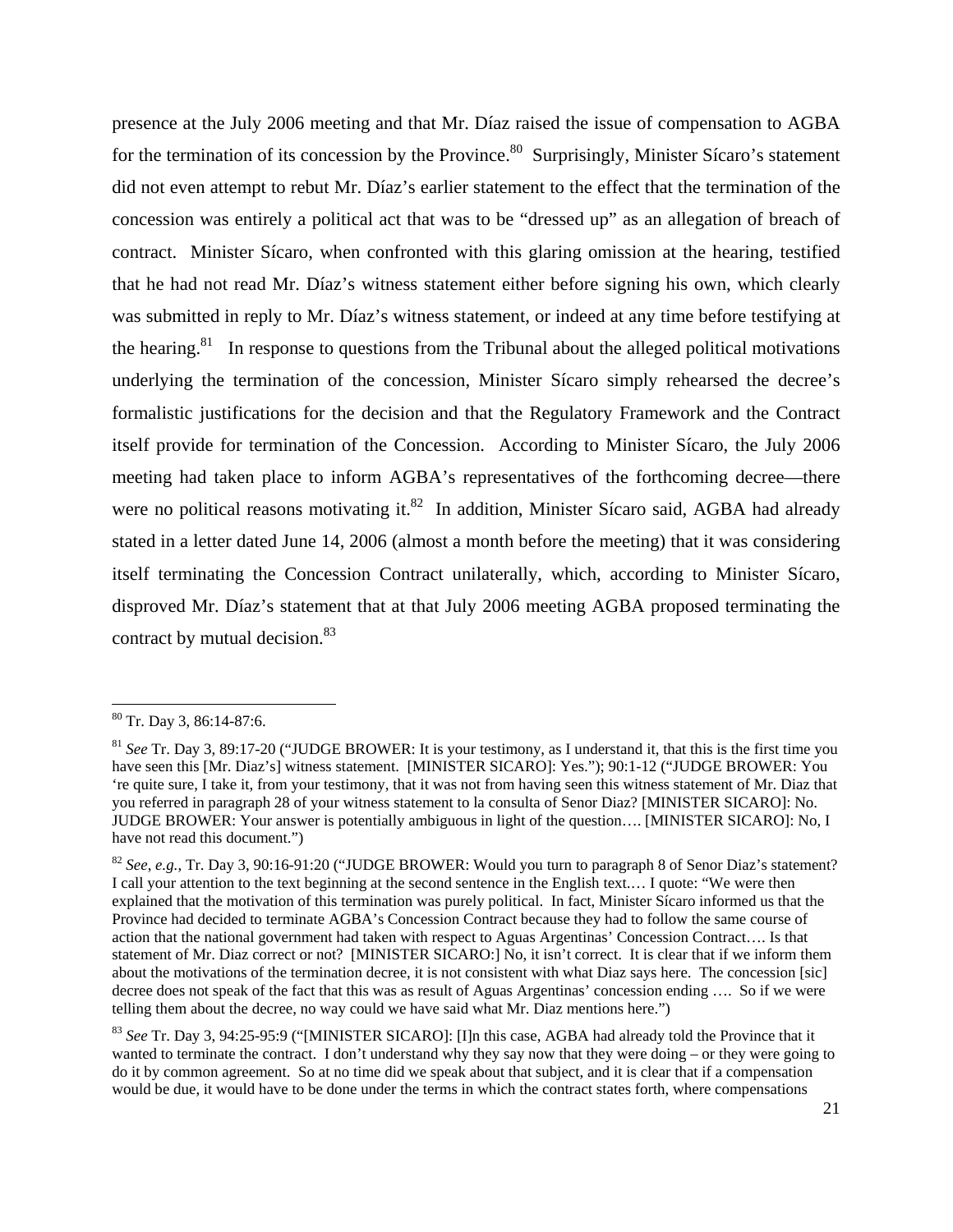presence at the July 2006 meeting and that Mr. Díaz raised the issue of compensation to AGBA for the termination of its concession by the Province.[80] Surprisingly, Minister Sícaro's statement did not even attempt to rebut Mr. Díaz's earlier statement to the effect that the termination of the concession was entirely a political act that was to be "dressed up" as an allegation of breach of contract. Minister Sícaro, when confronted with this glaring omission at the hearing, testified that he had not read Mr. Díaz's witness statement either before signing his own, which clearly was submitted in reply to Mr. Díaz's witness statement, or indeed at any time before testifying at the hearing.[81] In response to questions from the Tribunal about the alleged political motivations underlying the termination of the concession, Minister Sícaro simply rehearsed the decree's formalistic justifications for the decision and that the Regulatory Framework and the Contract itself provide for termination of the Concession. According to Minister Sícaro, the July 2006 meeting had taken place to inform AGBA's representatives of the forthcoming decree—there were no political reasons motivating it.[82] In addition, Minister Sícaro said, AGBA had already stated in a letter dated June 14, 2006 (almost a month before the meeting) that it was considering itself terminating the Concession Contract unilaterally, which, according to Minister Sícaro, disproved Mr. Díaz's statement that at that July 2006 meeting AGBA proposed terminating the contract by mutual decision.[83]

---

[80] Tr. Day 3, 86:14-87:6.

[81] *See* Tr. Day 3, 89:17-20 ("JUDGE BROWER: It is your testimony, as I understand it, that this is the first time you have seen this [Mr. Diaz's] witness statement. [MINISTER SICARO]: Yes."); 90:1-12 ("JUDGE BROWER: You 're quite sure, I take it, from your testimony, that it was not from having seen this witness statement of Mr. Diaz that you referred in paragraph 28 of your witness statement to la consulta of Senor Diaz? [MINISTER SICARO]: No. JUDGE BROWER: Your answer is potentially ambiguous in light of the question…. [MINISTER SICARO]: No, I have not read this document.")

[82] *See, e.g.,* Tr. Day 3, 90:16-91:20 ("JUDGE BROWER: Would you turn to paragraph 8 of Senor Diaz's statement? I call your attention to the text beginning at the second sentence in the English text.… I quote: "We were then explained that the motivation of this termination was purely political. In fact, Minister Sícaro informed us that the Province had decided to terminate AGBA's Concession Contract because they had to follow the same course of action that the national government had taken with respect to Aguas Argentinas' Concession Contract…. Is that statement of Mr. Diaz correct or not? [MINISTER SICARO:] No, it isn't correct. It is clear that if we inform them about the motivations of the termination decree, it is not consistent with what Diaz says here. The concession [sic] decree does not speak of the fact that this was as result of Aguas Argentinas' concession ending …. So if we were telling them about the decree, no way could we have said what Mr. Diaz mentions here.")

[83] *See* Tr. Day 3, 94:25-95:9 ("[MINISTER SICARO]: [I]n this case, AGBA had already told the Province that it wanted to terminate the contract. I don't understand why they say now that they were doing – or they were going to do it by common agreement. So at no time did we speak about that subject, and it is clear that if a compensation would be due, it would have to be done under the terms in which the contract states forth, where compensations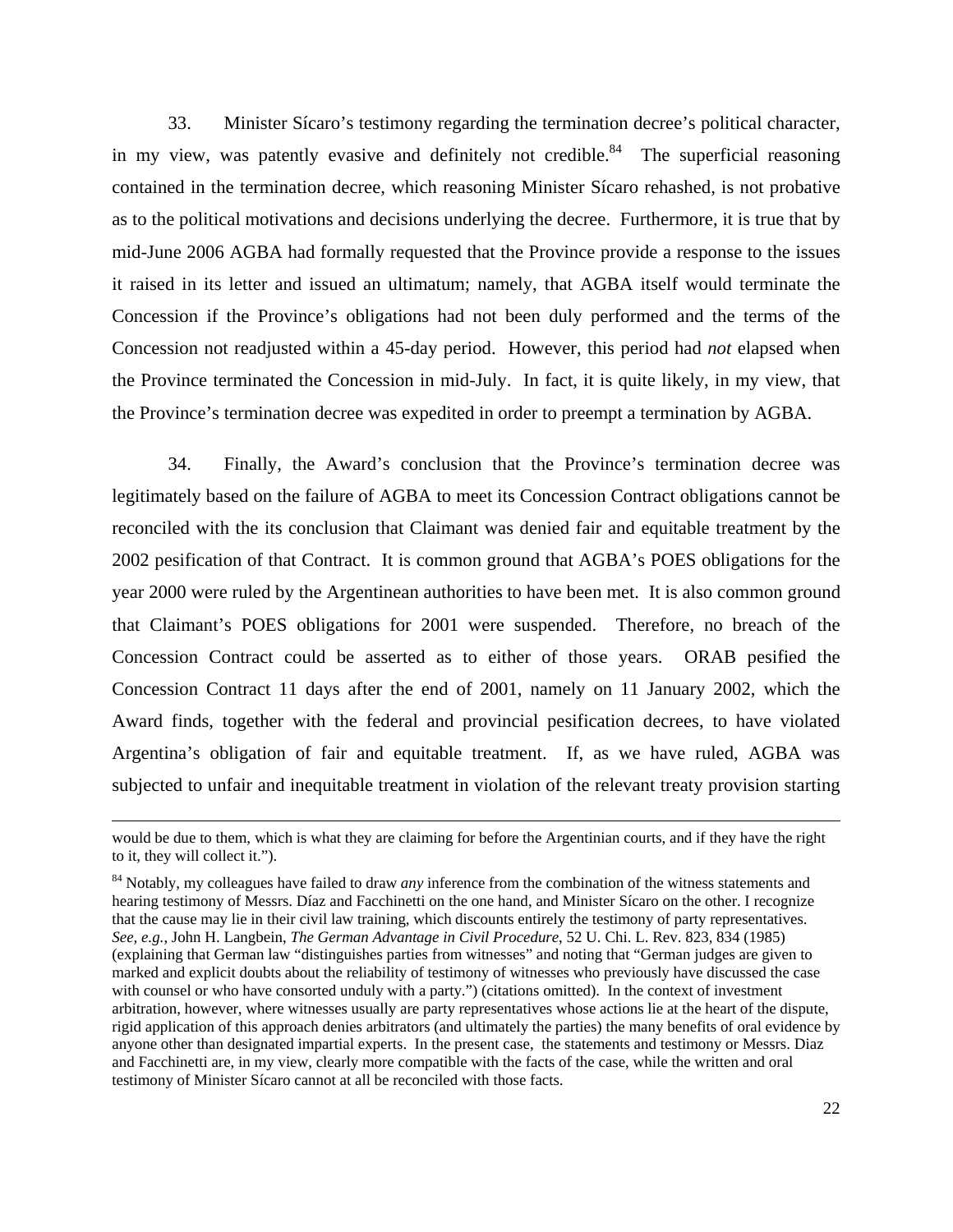33. Minister Sícaro's testimony regarding the termination decree's political character, in my view, was patently evasive and definitely not credible.[84] The superficial reasoning contained in the termination decree, which reasoning Minister Sícaro rehashed, is not probative as to the political motivations and decisions underlying the decree. Furthermore, it is true that by mid-June 2006 AGBA had formally requested that the Province provide a response to the issues it raised in its letter and issued an ultimatum; namely, that AGBA itself would terminate the Concession if the Province's obligations had not been duly performed and the terms of the Concession not readjusted within a 45-day period. However, this period had *not* elapsed when the Province terminated the Concession in mid-July. In fact, it is quite likely, in my view, that the Province's termination decree was expedited in order to preempt a termination by AGBA.

34. Finally, the Award's conclusion that the Province's termination decree was legitimately based on the failure of AGBA to meet its Concession Contract obligations cannot be reconciled with the its conclusion that Claimant was denied fair and equitable treatment by the 2002 pesification of that Contract. It is common ground that AGBA's POES obligations for the year 2000 were ruled by the Argentinean authorities to have been met. It is also common ground that Claimant's POES obligations for 2001 were suspended. Therefore, no breach of the Concession Contract could be asserted as to either of those years. ORAB pesified the Concession Contract 11 days after the end of 2001, namely on 11 January 2002, which the Award finds, together with the federal and provincial pesification decrees, to have violated Argentina's obligation of fair and equitable treatment. If, as we have ruled, AGBA was subjected to unfair and inequitable treatment in violation of the relevant treaty provision starting

---

would be due to them, which is what they are claiming for before the Argentinian courts, and if they have the right to it, they will collect it.").

[84] Notably, my colleagues have failed to draw *any* inference from the combination of the witness statements and hearing testimony of Messrs. Díaz and Facchinetti on the one hand, and Minister Sícaro on the other. I recognize that the cause may lie in their civil law training, which discounts entirely the testimony of party representatives. *See, e.g.*, John H. Langbein, *The German Advantage in Civil Procedure*, 52 U. Chi. L. Rev. 823, 834 (1985) (explaining that German law "distinguishes parties from witnesses" and noting that "German judges are given to marked and explicit doubts about the reliability of testimony of witnesses who previously have discussed the case with counsel or who have consorted unduly with a party.") (citations omitted). In the context of investment arbitration, however, where witnesses usually are party representatives whose actions lie at the heart of the dispute, rigid application of this approach denies arbitrators (and ultimately the parties) the many benefits of oral evidence by anyone other than designated impartial experts. In the present case, the statements and testimony or Messrs. Diaz and Facchinetti are, in my view, clearly more compatible with the facts of the case, while the written and oral testimony of Minister Sícaro cannot at all be reconciled with those facts.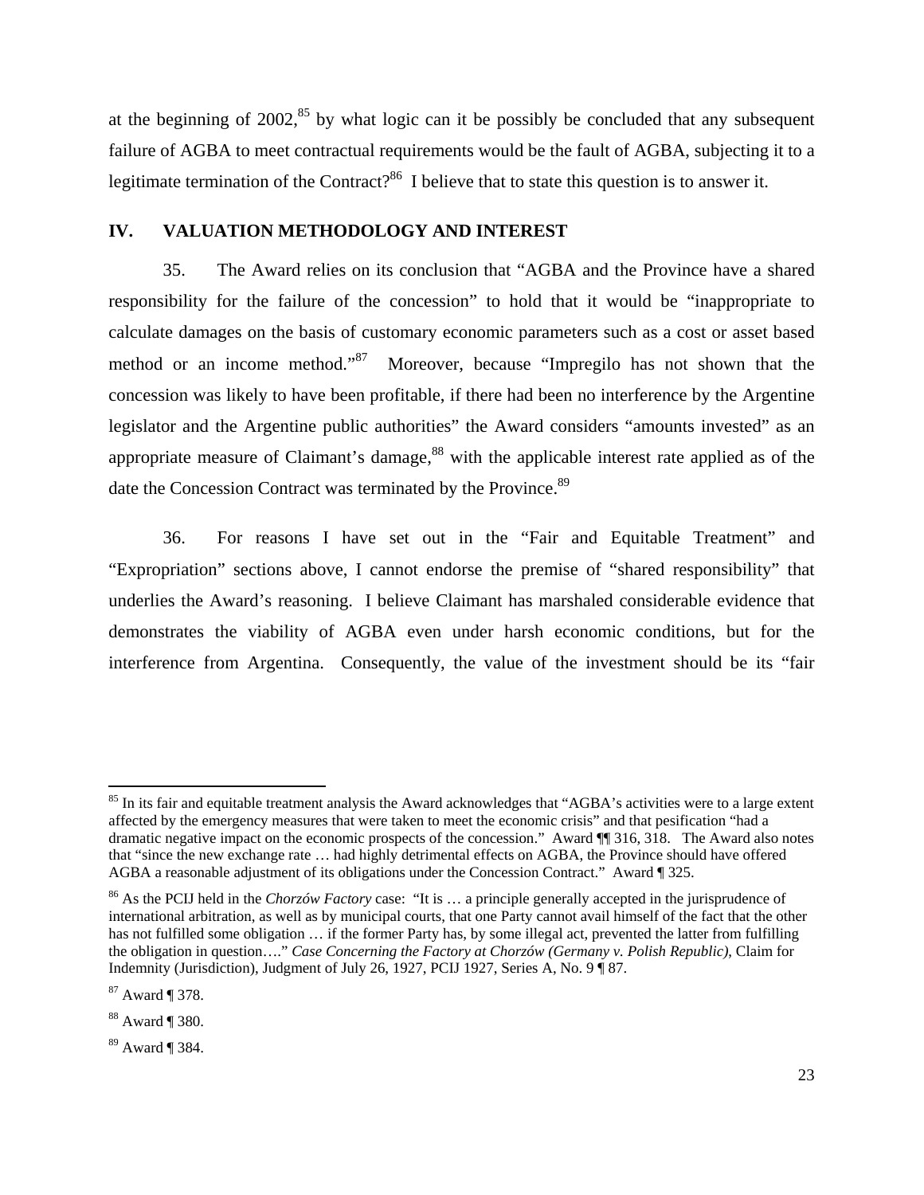at the beginning of 2002,[85] by what logic can it be possibly be concluded that any subsequent failure of AGBA to meet contractual requirements would be the fault of AGBA, subjecting it to a legitimate termination of the Contract?[86] I believe that to state this question is to answer it.

## IV. VALUATION METHODOLOGY AND INTEREST

35. The Award relies on its conclusion that "AGBA and the Province have a shared responsibility for the failure of the concession" to hold that it would be "inappropriate to calculate damages on the basis of customary economic parameters such as a cost or asset based method or an income method."[87] Moreover, because "Impregilo has not shown that the concession was likely to have been profitable, if there had been no interference by the Argentine legislator and the Argentine public authorities" the Award considers "amounts invested" as an appropriate measure of Claimant's damage,[88] with the applicable interest rate applied as of the date the Concession Contract was terminated by the Province.[89]

36. For reasons I have set out in the "Fair and Equitable Treatment" and "Expropriation" sections above, I cannot endorse the premise of "shared responsibility" that underlies the Award's reasoning. I believe Claimant has marshaled considerable evidence that demonstrates the viability of AGBA even under harsh economic conditions, but for the interference from Argentina. Consequently, the value of the investment should be its "fair

---

[85] In its fair and equitable treatment analysis the Award acknowledges that "AGBA's activities were to a large extent affected by the emergency measures that were taken to meet the economic crisis" and that pesification "had a dramatic negative impact on the economic prospects of the concession." Award ¶¶ 316, 318. The Award also notes that "since the new exchange rate … had highly detrimental effects on AGBA, the Province should have offered AGBA a reasonable adjustment of its obligations under the Concession Contract." Award ¶ 325.

[86] As the PCIJ held in the *Chorzów Factory* case: "It is … a principle generally accepted in the jurisprudence of international arbitration, as well as by municipal courts, that one Party cannot avail himself of the fact that the other has not fulfilled some obligation … if the former Party has, by some illegal act, prevented the latter from fulfilling the obligation in question…." *Case Concerning the Factory at Chorzów (Germany v. Polish Republic)*, Claim for Indemnity (Jurisdiction), Judgment of July 26, 1927, PCIJ 1927, Series A, No. 9 ¶ 87.

[87] Award ¶ 378.

[88] Award ¶ 380.

[89] Award ¶ 384.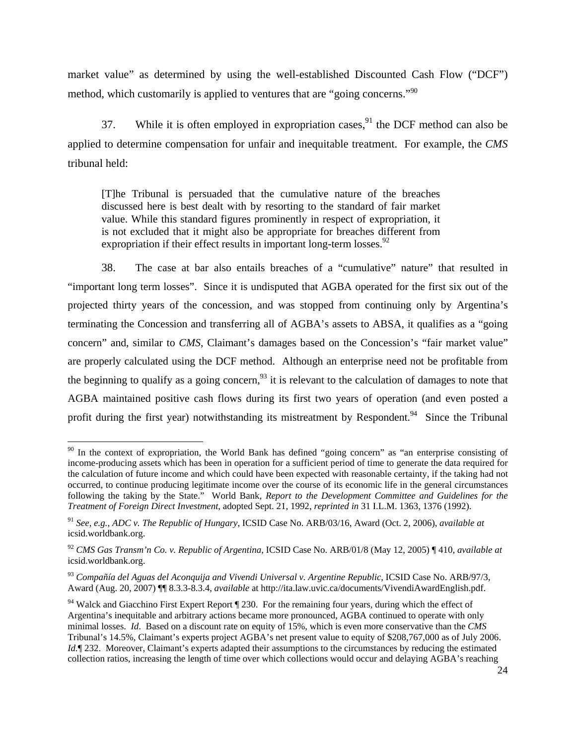market value" as determined by using the well-established Discounted Cash Flow ("DCF") method, which customarily is applied to ventures that are "going concerns."[90]

37. While it is often employed in expropriation cases,[91] the DCF method can also be applied to determine compensation for unfair and inequitable treatment. For example, the *CMS* tribunal held:

> [T]he Tribunal is persuaded that the cumulative nature of the breaches discussed here is best dealt with by resorting to the standard of fair market value. While this standard figures prominently in respect of expropriation, it is not excluded that it might also be appropriate for breaches different from expropriation if their effect results in important long-term losses.[92]

38. The case at bar also entails breaches of a "cumulative" nature" that resulted in "important long term losses". Since it is undisputed that AGBA operated for the first six out of the projected thirty years of the concession, and was stopped from continuing only by Argentina's terminating the Concession and transferring all of AGBA's assets to ABSA, it qualifies as a "going concern" and, similar to *CMS*, Claimant's damages based on the Concession's "fair market value" are properly calculated using the DCF method. Although an enterprise need not be profitable from the beginning to qualify as a going concern,[93] it is relevant to the calculation of damages to note that AGBA maintained positive cash flows during its first two years of operation (and even posted a profit during the first year) notwithstanding its mistreatment by Respondent.[94] Since the Tribunal

---

[90] In the context of expropriation, the World Bank has defined "going concern" as "an enterprise consisting of income-producing assets which has been in operation for a sufficient period of time to generate the data required for the calculation of future income and which could have been expected with reasonable certainty, if the taking had not occurred, to continue producing legitimate income over the course of its economic life in the general circumstances following the taking by the State." World Bank, *Report to the Development Committee and Guidelines for the Treatment of Foreign Direct Investment*, adopted Sept. 21, 1992, *reprinted in* 31 I.L.M. 1363, 1376 (1992).

[91] *See, e.g., ADC v. The Republic of Hungary*, ICSID Case No. ARB/03/16, Award (Oct. 2, 2006), *available at* icsid.worldbank.org.

[92] *CMS Gas Transm'n Co. v. Republic of Argentina*, ICSID Case No. ARB/01/8 (May 12, 2005) ¶ 410, *available at* icsid.worldbank.org.

[93] *Compañía del Aguas del Aconquija and Vivendi Universal v. Argentine Republic*, ICSID Case No. ARB/97/3, Award (Aug. 20, 2007) ¶¶ 8.3.3-8.3.4, *available* at http://ita.law.uvic.ca/documents/VivendiAwardEnglish.pdf.

[94] Walck and Giacchino First Expert Report ¶ 230. For the remaining four years, during which the effect of Argentina's inequitable and arbitrary actions became more pronounced, AGBA continued to operate with only minimal losses. *Id*. Based on a discount rate on equity of 15%, which is even more conservative than the *CMS* Tribunal's 14.5%, Claimant's experts project AGBA's net present value to equity of $208,767,000 as of July 2006. *Id.*¶ 232. Moreover, Claimant's experts adapted their assumptions to the circumstances by reducing the estimated collection ratios, increasing the length of time over which collections would occur and delaying AGBA's reaching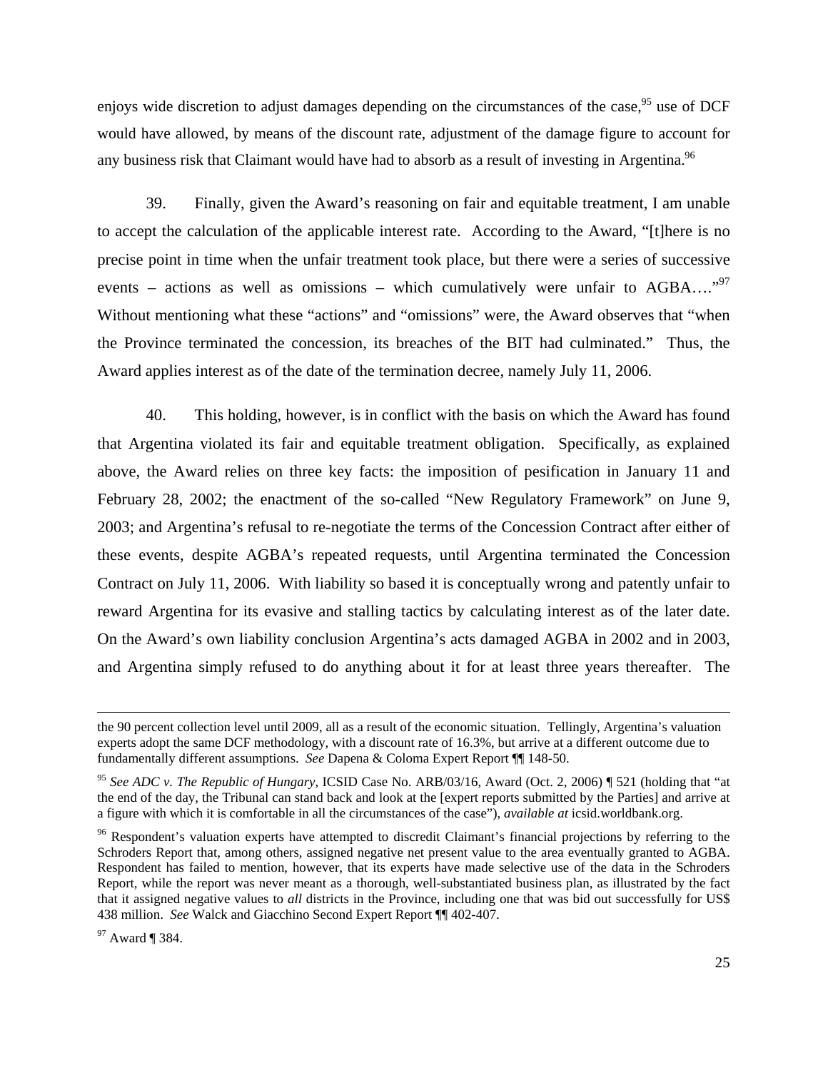enjoys wide discretion to adjust damages depending on the circumstances of the case,[95] use of DCF would have allowed, by means of the discount rate, adjustment of the damage figure to account for any business risk that Claimant would have had to absorb as a result of investing in Argentina.[96]

39. Finally, given the Award's reasoning on fair and equitable treatment, I am unable to accept the calculation of the applicable interest rate. According to the Award, "[t]here is no precise point in time when the unfair treatment took place, but there were a series of successive events – actions as well as omissions – which cumulatively were unfair to AGBA…."[97] Without mentioning what these "actions" and "omissions" were, the Award observes that "when the Province terminated the concession, its breaches of the BIT had culminated." Thus, the Award applies interest as of the date of the termination decree, namely July 11, 2006.

40. This holding, however, is in conflict with the basis on which the Award has found that Argentina violated its fair and equitable treatment obligation. Specifically, as explained above, the Award relies on three key facts: the imposition of pesification in January 11 and February 28, 2002; the enactment of the so-called "New Regulatory Framework" on June 9, 2003; and Argentina's refusal to re-negotiate the terms of the Concession Contract after either of these events, despite AGBA's repeated requests, until Argentina terminated the Concession Contract on July 11, 2006. With liability so based it is conceptually wrong and patently unfair to reward Argentina for its evasive and stalling tactics by calculating interest as of the later date. On the Award's own liability conclusion Argentina's acts damaged AGBA in 2002 and in 2003, and Argentina simply refused to do anything about it for at least three years thereafter. The

---

the 90 percent collection level until 2009, all as a result of the economic situation. Tellingly, Argentina's valuation experts adopt the same DCF methodology, with a discount rate of 16.3%, but arrive at a different outcome due to fundamentally different assumptions. *See* Dapena & Coloma Expert Report ¶¶ 148-50.

[95] *See ADC v. The Republic of Hungary*, ICSID Case No. ARB/03/16, Award (Oct. 2, 2006) ¶ 521 (holding that "at the end of the day, the Tribunal can stand back and look at the [expert reports submitted by the Parties] and arrive at a figure with which it is comfortable in all the circumstances of the case"), *available at* icsid.worldbank.org.

[96] Respondent's valuation experts have attempted to discredit Claimant's financial projections by referring to the Schroders Report that, among others, assigned negative net present value to the area eventually granted to AGBA. Respondent has failed to mention, however, that its experts have made selective use of the data in the Schroders Report, while the report was never meant as a thorough, well-substantiated business plan, as illustrated by the fact that it assigned negative values to *all* districts in the Province, including one that was bid out successfully for US$ 438 million. *See* Walck and Giacchino Second Expert Report ¶¶ 402-407.

[97] Award ¶ 384.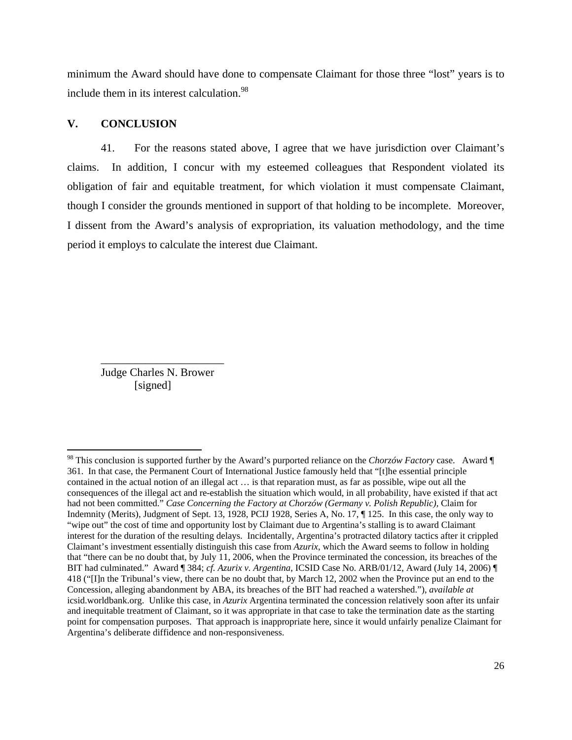minimum the Award should have done to compensate Claimant for those three "lost" years is to include them in its interest calculation.[98]

## V. CONCLUSION

41. For the reasons stated above, I agree that we have jurisdiction over Claimant's claims. In addition, I concur with my esteemed colleagues that Respondent violated its obligation of fair and equitable treatment, for which violation it must compensate Claimant, though I consider the grounds mentioned in support of that holding to be incomplete. Moreover, I dissent from the Award's analysis of expropriation, its valuation methodology, and the time period it employs to calculate the interest due Claimant.

______________________

Judge Charles N. Brower
[signed]

---

[98] This conclusion is supported further by the Award's purported reliance on the *Chorzów Factory* case. Award ¶ 361. In that case, the Permanent Court of International Justice famously held that "[t]he essential principle contained in the actual notion of an illegal act … is that reparation must, as far as possible, wipe out all the consequences of the illegal act and re-establish the situation which would, in all probability, have existed if that act had not been committed." *Case Concerning the Factory at Chorzów (Germany v. Polish Republic),* Claim for Indemnity (Merits), Judgment of Sept. 13, 1928, PCIJ 1928, Series A, No. 17, ¶ 125. In this case, the only way to "wipe out" the cost of time and opportunity lost by Claimant due to Argentina's stalling is to award Claimant interest for the duration of the resulting delays. Incidentally, Argentina's protracted dilatory tactics after it crippled Claimant's investment essentially distinguish this case from *Azurix*, which the Award seems to follow in holding that "there can be no doubt that, by July 11, 2006, when the Province terminated the concession, its breaches of the BIT had culminated." Award ¶ 384; *cf. Azurix v. Argentina*, ICSID Case No. ARB/01/12, Award (July 14, 2006) ¶ 418 ("[I]n the Tribunal's view, there can be no doubt that, by March 12, 2002 when the Province put an end to the Concession, alleging abandonment by ABA, its breaches of the BIT had reached a watershed."), *available at* icsid.worldbank.org. Unlike this case, in *Azurix* Argentina terminated the concession relatively soon after its unfair and inequitable treatment of Claimant, so it was appropriate in that case to take the termination date as the starting point for compensation purposes. That approach is inappropriate here, since it would unfairly penalize Claimant for Argentina's deliberate diffidence and non-responsiveness.